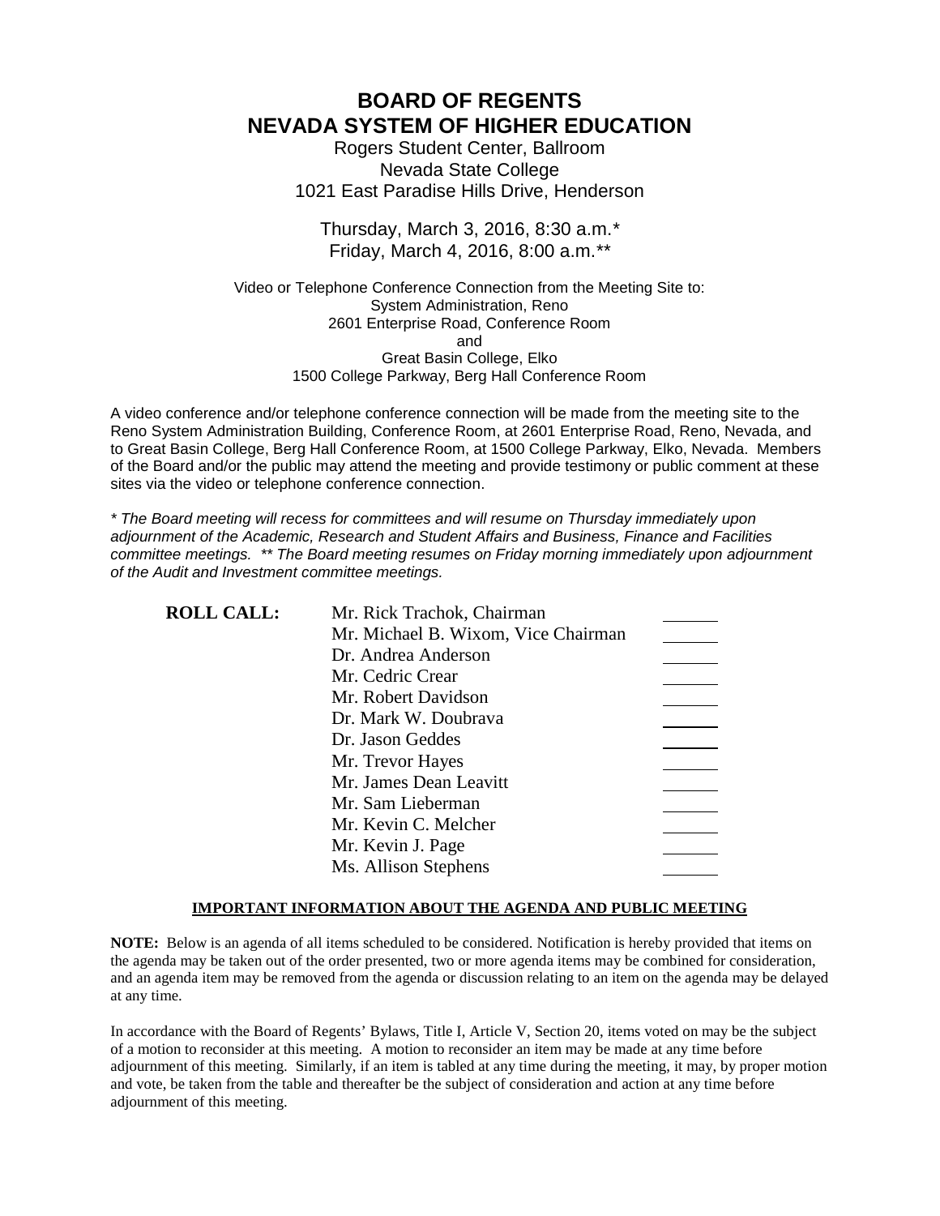# BOARD OF REGENTS
# NEVADA SYSTEM OF HIGHER EDUCATION

Rogers Student Center, Ballroom
Nevada State College
1021 East Paradise Hills Drive, Henderson

Thursday, March 3, 2016, 8:30 a.m.*
Friday, March 4, 2016, 8:00 a.m.**

Video or Telephone Conference Connection from the Meeting Site to:
System Administration, Reno
2601 Enterprise Road, Conference Room
and
Great Basin College, Elko
1500 College Parkway, Berg Hall Conference Room

A video conference and/or telephone conference connection will be made from the meeting site to the Reno System Administration Building, Conference Room, at 2601 Enterprise Road, Reno, Nevada, and to Great Basin College, Berg Hall Conference Room, at 1500 College Parkway, Elko, Nevada. Members of the Board and/or the public may attend the meeting and provide testimony or public comment at these sites via the video or telephone conference connection.

*\* The Board meeting will recess for committees and will resume on Thursday immediately upon adjournment of the Academic, Research and Student Affairs and Business, Finance and Facilities committee meetings. \*\* The Board meeting resumes on Friday morning immediately upon adjournment of the Audit and Investment committee meetings.*

**ROLL CALL:**

| | | |
|---|---|---|
| **ROLL CALL:** | Mr. Rick Trachok, Chairman | ______ |
| | Mr. Michael B. Wixom, Vice Chairman | ______ |
| | Dr. Andrea Anderson | ______ |
| | Mr. Cedric Crear | ______ |
| | Mr. Robert Davidson | ______ |
| | Dr. Mark W. Doubrava | ______ |
| | Dr. Jason Geddes | ______ |
| | Mr. Trevor Hayes | ______ |
| | Mr. James Dean Leavitt | ______ |
| | Mr. Sam Lieberman | ______ |
| | Mr. Kevin C. Melcher | ______ |
| | Mr. Kevin J. Page | ______ |
| | Ms. Allison Stephens | ______ |

**IMPORTANT INFORMATION ABOUT THE AGENDA AND PUBLIC MEETING**

**NOTE:** Below is an agenda of all items scheduled to be considered. Notification is hereby provided that items on the agenda may be taken out of the order presented, two or more agenda items may be combined for consideration, and an agenda item may be removed from the agenda or discussion relating to an item on the agenda may be delayed at any time.

In accordance with the Board of Regents' Bylaws, Title I, Article V, Section 20, items voted on may be the subject of a motion to reconsider at this meeting. A motion to reconsider an item may be made at any time before adjournment of this meeting. Similarly, if an item is tabled at any time during the meeting, it may, by proper motion and vote, be taken from the table and thereafter be the subject of consideration and action at any time before adjournment of this meeting.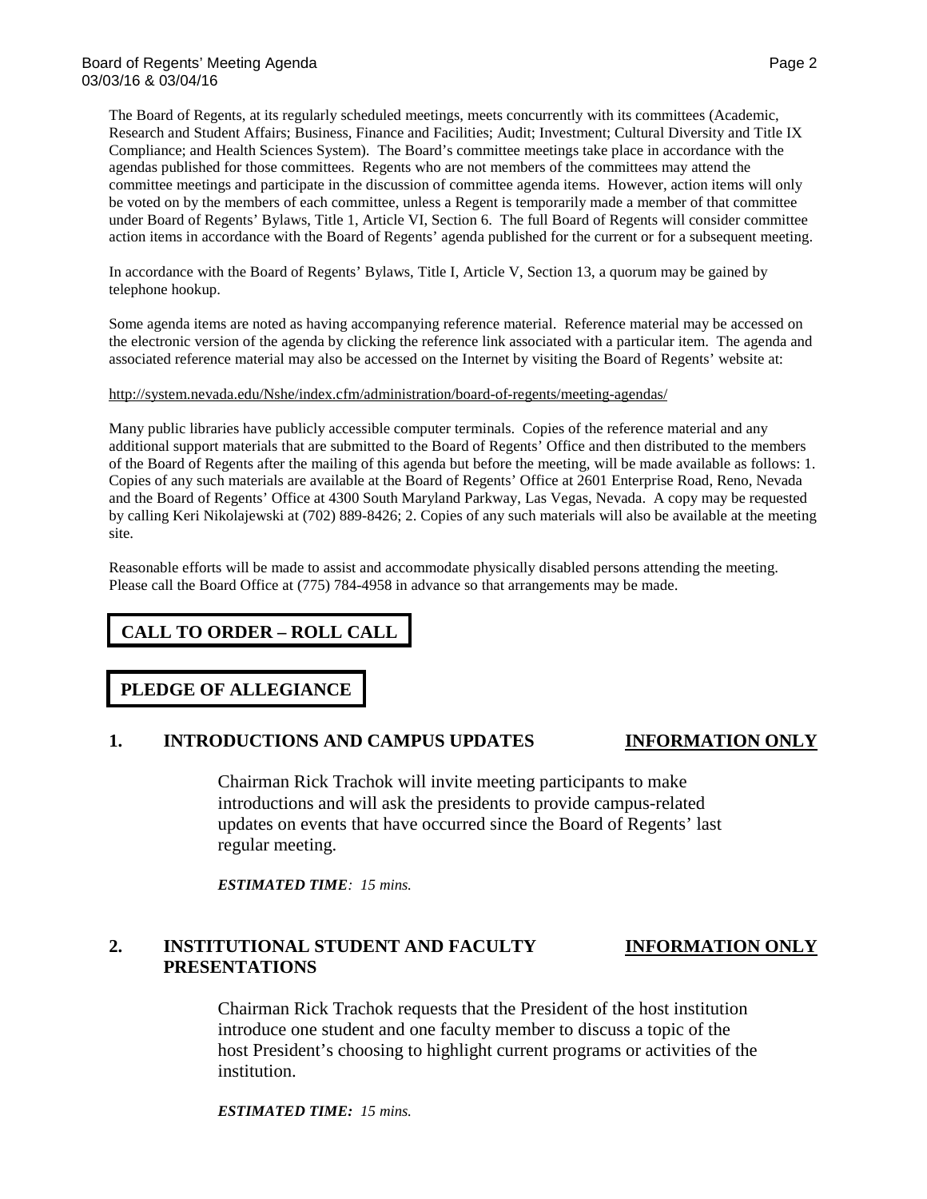The Board of Regents, at its regularly scheduled meetings, meets concurrently with its committees (Academic, Research and Student Affairs; Business, Finance and Facilities; Audit; Investment; Cultural Diversity and Title IX Compliance; and Health Sciences System). The Board's committee meetings take place in accordance with the agendas published for those committees. Regents who are not members of the committees may attend the committee meetings and participate in the discussion of committee agenda items. However, action items will only be voted on by the members of each committee, unless a Regent is temporarily made a member of that committee under Board of Regents' Bylaws, Title 1, Article VI, Section 6. The full Board of Regents will consider committee action items in accordance with the Board of Regents' agenda published for the current or for a subsequent meeting.

In accordance with the Board of Regents' Bylaws, Title I, Article V, Section 13, a quorum may be gained by telephone hookup.

Some agenda items are noted as having accompanying reference material. Reference material may be accessed on the electronic version of the agenda by clicking the reference link associated with a particular item. The agenda and associated reference material may also be accessed on the Internet by visiting the Board of Regents' website at:

http://system.nevada.edu/Nshe/index.cfm/administration/board-of-regents/meeting-agendas/

Many public libraries have publicly accessible computer terminals. Copies of the reference material and any additional support materials that are submitted to the Board of Regents' Office and then distributed to the members of the Board of Regents after the mailing of this agenda but before the meeting, will be made available as follows: 1. Copies of any such materials are available at the Board of Regents' Office at 2601 Enterprise Road, Reno, Nevada and the Board of Regents' Office at 4300 South Maryland Parkway, Las Vegas, Nevada. A copy may be requested by calling Keri Nikolajewski at (702) 889-8426; 2. Copies of any such materials will also be available at the meeting site.

Reasonable efforts will be made to assist and accommodate physically disabled persons attending the meeting. Please call the Board Office at (775) 784-4958 in advance so that arrangements may be made.

## CALL TO ORDER – ROLL CALL

## PLEDGE OF ALLEGIANCE

### 1. INTRODUCTIONS AND CAMPUS UPDATES — INFORMATION ONLY

Chairman Rick Trachok will invite meeting participants to make introductions and will ask the presidents to provide campus-related updates on events that have occurred since the Board of Regents' last regular meeting.

***ESTIMATED TIME**: 15 mins.*

### 2. INSTITUTIONAL STUDENT AND FACULTY PRESENTATIONS — INFORMATION ONLY

Chairman Rick Trachok requests that the President of the host institution introduce one student and one faculty member to discuss a topic of the host President's choosing to highlight current programs or activities of the institution.

***ESTIMATED TIME:** 15 mins.*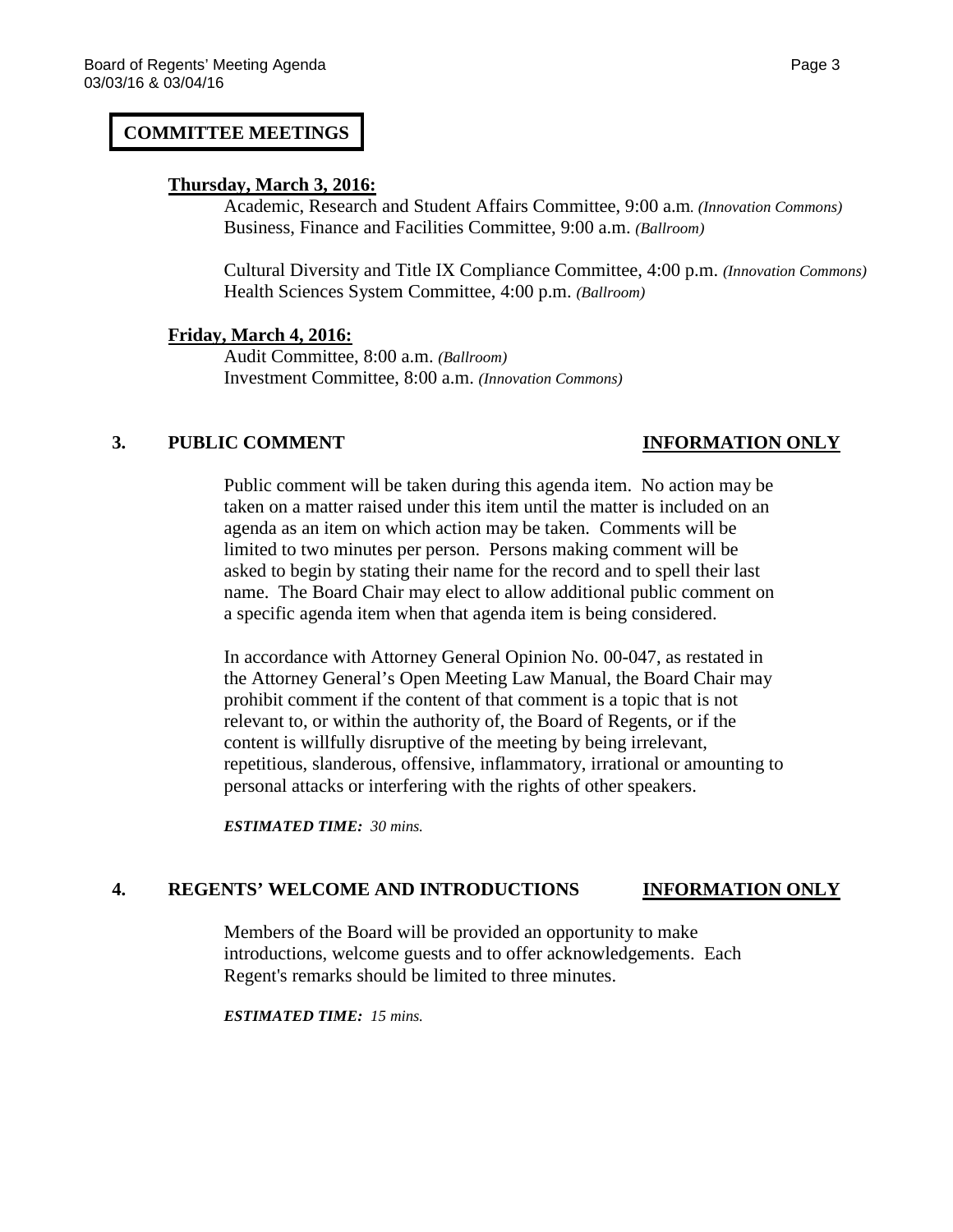## COMMITTEE MEETINGS

**Thursday, March 3, 2016:**

Academic, Research and Student Affairs Committee, 9:00 a.m. *(Innovation Commons)*
Business, Finance and Facilities Committee, 9:00 a.m. *(Ballroom)*

Cultural Diversity and Title IX Compliance Committee, 4:00 p.m. *(Innovation Commons)*
Health Sciences System Committee, 4:00 p.m. *(Ballroom)*

**Friday, March 4, 2016:**

Audit Committee, 8:00 a.m. *(Ballroom)*
Investment Committee, 8:00 a.m. *(Innovation Commons)*

### 3. PUBLIC COMMENT — INFORMATION ONLY

Public comment will be taken during this agenda item. No action may be taken on a matter raised under this item until the matter is included on an agenda as an item on which action may be taken. Comments will be limited to two minutes per person. Persons making comment will be asked to begin by stating their name for the record and to spell their last name. The Board Chair may elect to allow additional public comment on a specific agenda item when that agenda item is being considered.

In accordance with Attorney General Opinion No. 00-047, as restated in the Attorney General's Open Meeting Law Manual, the Board Chair may prohibit comment if the content of that comment is a topic that is not relevant to, or within the authority of, the Board of Regents, or if the content is willfully disruptive of the meeting by being irrelevant, repetitious, slanderous, offensive, inflammatory, irrational or amounting to personal attacks or interfering with the rights of other speakers.

***ESTIMATED TIME:*** *30 mins.*

### 4. REGENTS' WELCOME AND INTRODUCTIONS — INFORMATION ONLY

Members of the Board will be provided an opportunity to make introductions, welcome guests and to offer acknowledgements. Each Regent's remarks should be limited to three minutes.

***ESTIMATED TIME:*** *15 mins.*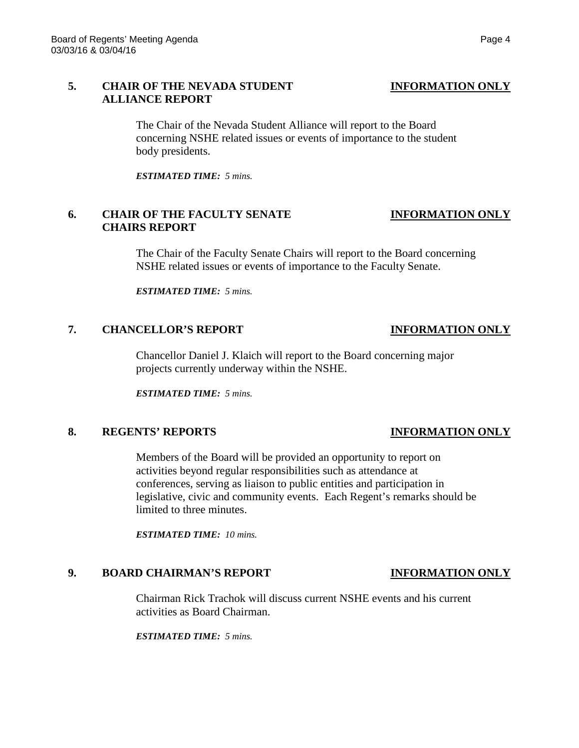### 5. CHAIR OF THE NEVADA STUDENT ALLIANCE REPORT — INFORMATION ONLY

The Chair of the Nevada Student Alliance will report to the Board concerning NSHE related issues or events of importance to the student body presidents.

***ESTIMATED TIME:** 5 mins.*

### 6. CHAIR OF THE FACULTY SENATE CHAIRS REPORT — INFORMATION ONLY

The Chair of the Faculty Senate Chairs will report to the Board concerning NSHE related issues or events of importance to the Faculty Senate.

***ESTIMATED TIME:** 5 mins.*

### 7. CHANCELLOR'S REPORT — INFORMATION ONLY

Chancellor Daniel J. Klaich will report to the Board concerning major projects currently underway within the NSHE.

***ESTIMATED TIME:** 5 mins.*

### 8. REGENTS' REPORTS — INFORMATION ONLY

Members of the Board will be provided an opportunity to report on activities beyond regular responsibilities such as attendance at conferences, serving as liaison to public entities and participation in legislative, civic and community events. Each Regent's remarks should be limited to three minutes.

***ESTIMATED TIME:** 10 mins.*

### 9. BOARD CHAIRMAN'S REPORT — INFORMATION ONLY

Chairman Rick Trachok will discuss current NSHE events and his current activities as Board Chairman.

***ESTIMATED TIME:** 5 mins.*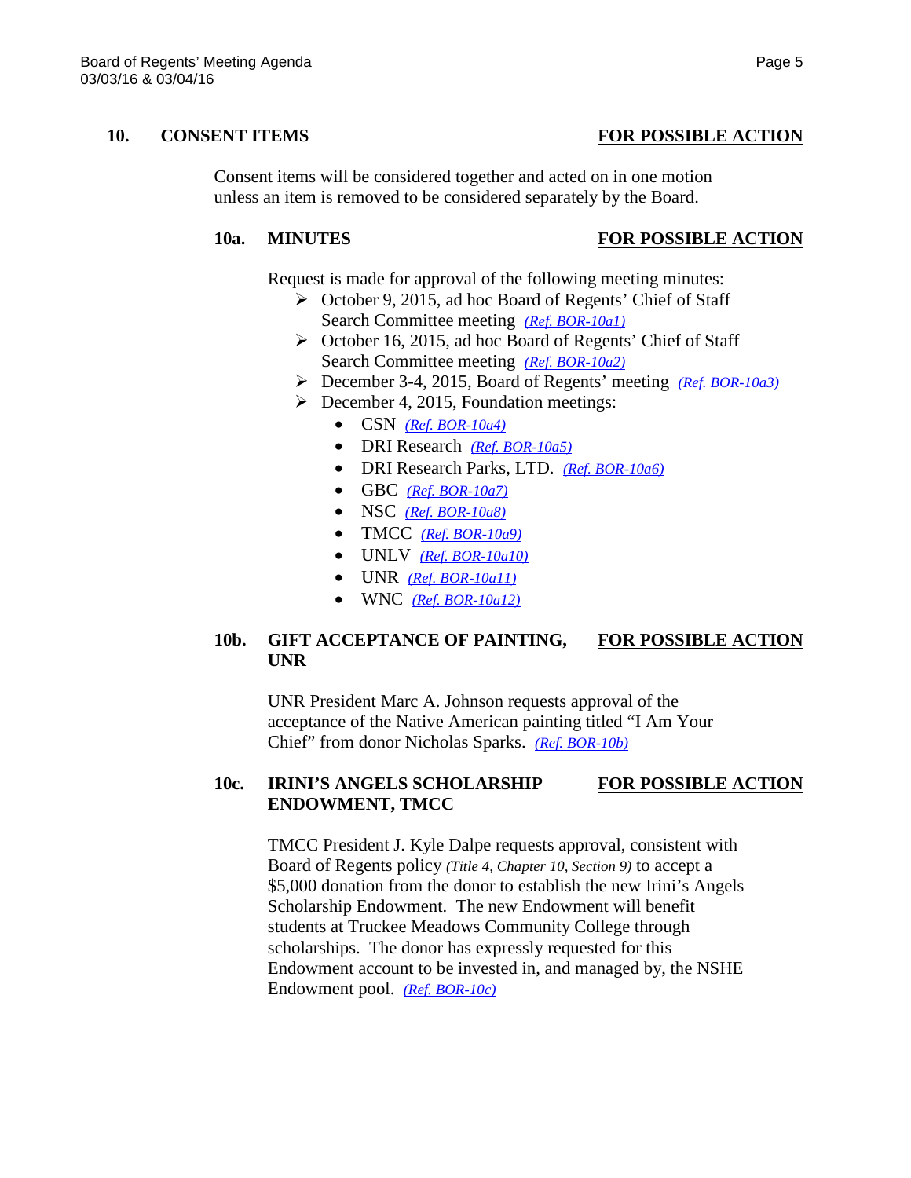## 10. CONSENT ITEMS **FOR POSSIBLE ACTION**

Consent items will be considered together and acted on in one motion unless an item is removed to be considered separately by the Board.

### 10a. MINUTES **FOR POSSIBLE ACTION**

Request is made for approval of the following meeting minutes:

- October 9, 2015, ad hoc Board of Regents' Chief of Staff Search Committee meeting *(Ref. BOR-10a1)*
- October 16, 2015, ad hoc Board of Regents' Chief of Staff Search Committee meeting *(Ref. BOR-10a2)*
- December 3-4, 2015, Board of Regents' meeting *(Ref. BOR-10a3)*
- December 4, 2015, Foundation meetings:
  - CSN *(Ref. BOR-10a4)*
  - DRI Research *(Ref. BOR-10a5)*
  - DRI Research Parks, LTD. *(Ref. BOR-10a6)*
  - GBC *(Ref. BOR-10a7)*
  - NSC *(Ref. BOR-10a8)*
  - TMCC *(Ref. BOR-10a9)*
  - UNLV *(Ref. BOR-10a10)*
  - UNR *(Ref. BOR-10a11)*
  - WNC *(Ref. BOR-10a12)*

### 10b. GIFT ACCEPTANCE OF PAINTING, UNR **FOR POSSIBLE ACTION**

UNR President Marc A. Johnson requests approval of the acceptance of the Native American painting titled "I Am Your Chief" from donor Nicholas Sparks. *(Ref. BOR-10b)*

### 10c. IRINI'S ANGELS SCHOLARSHIP ENDOWMENT, TMCC **FOR POSSIBLE ACTION**

TMCC President J. Kyle Dalpe requests approval, consistent with Board of Regents policy *(Title 4, Chapter 10, Section 9)* to accept a $5,000 donation from the donor to establish the new Irini's Angels Scholarship Endowment. The new Endowment will benefit students at Truckee Meadows Community College through scholarships. The donor has expressly requested for this Endowment account to be invested in, and managed by, the NSHE Endowment pool. *(Ref. BOR-10c)*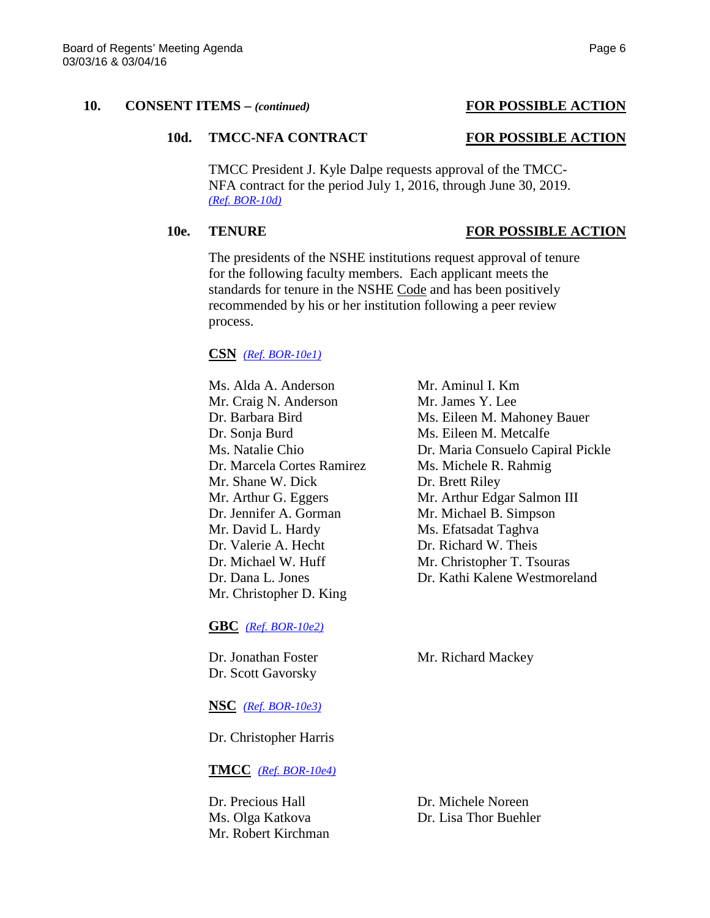**10. CONSENT ITEMS – *(continued)*** **FOR POSSIBLE ACTION**

**10d. TMCC-NFA CONTRACT** **FOR POSSIBLE ACTION**

TMCC President J. Kyle Dalpe requests approval of the TMCC-NFA contract for the period July 1, 2016, through June 30, 2019. *(Ref. BOR-10d)*

**10e. TENURE** **FOR POSSIBLE ACTION**

The presidents of the NSHE institutions request approval of tenure for the following faculty members. Each applicant meets the standards for tenure in the NSHE Code and has been positively recommended by his or her institution following a peer review process.

**CSN** *(Ref. BOR-10e1)*

Ms. Alda A. Anderson
Mr. Craig N. Anderson
Dr. Barbara Bird
Dr. Sonja Burd
Ms. Natalie Chio
Dr. Marcela Cortes Ramirez
Mr. Shane W. Dick
Mr. Arthur G. Eggers
Dr. Jennifer A. Gorman
Mr. David L. Hardy
Dr. Valerie A. Hecht
Dr. Michael W. Huff
Dr. Dana L. Jones
Mr. Christopher D. King
Mr. Aminul I. Km
Mr. James Y. Lee
Ms. Eileen M. Mahoney Bauer
Ms. Eileen M. Metcalfe
Dr. Maria Consuelo Capiral Pickle
Ms. Michele R. Rahmig
Dr. Brett Riley
Mr. Arthur Edgar Salmon III
Mr. Michael B. Simpson
Ms. Efatsadat Taghva
Dr. Richard W. Theis
Mr. Christopher T. Tsouras
Dr. Kathi Kalene Westmoreland

**GBC** *(Ref. BOR-10e2)*

Dr. Jonathan Foster
Dr. Scott Gavorsky
Mr. Richard Mackey

**NSC** *(Ref. BOR-10e3)*

Dr. Christopher Harris

**TMCC** *(Ref. BOR-10e4)*

Dr. Precious Hall
Ms. Olga Katkova
Mr. Robert Kirchman
Dr. Michele Noreen
Dr. Lisa Thor Buehler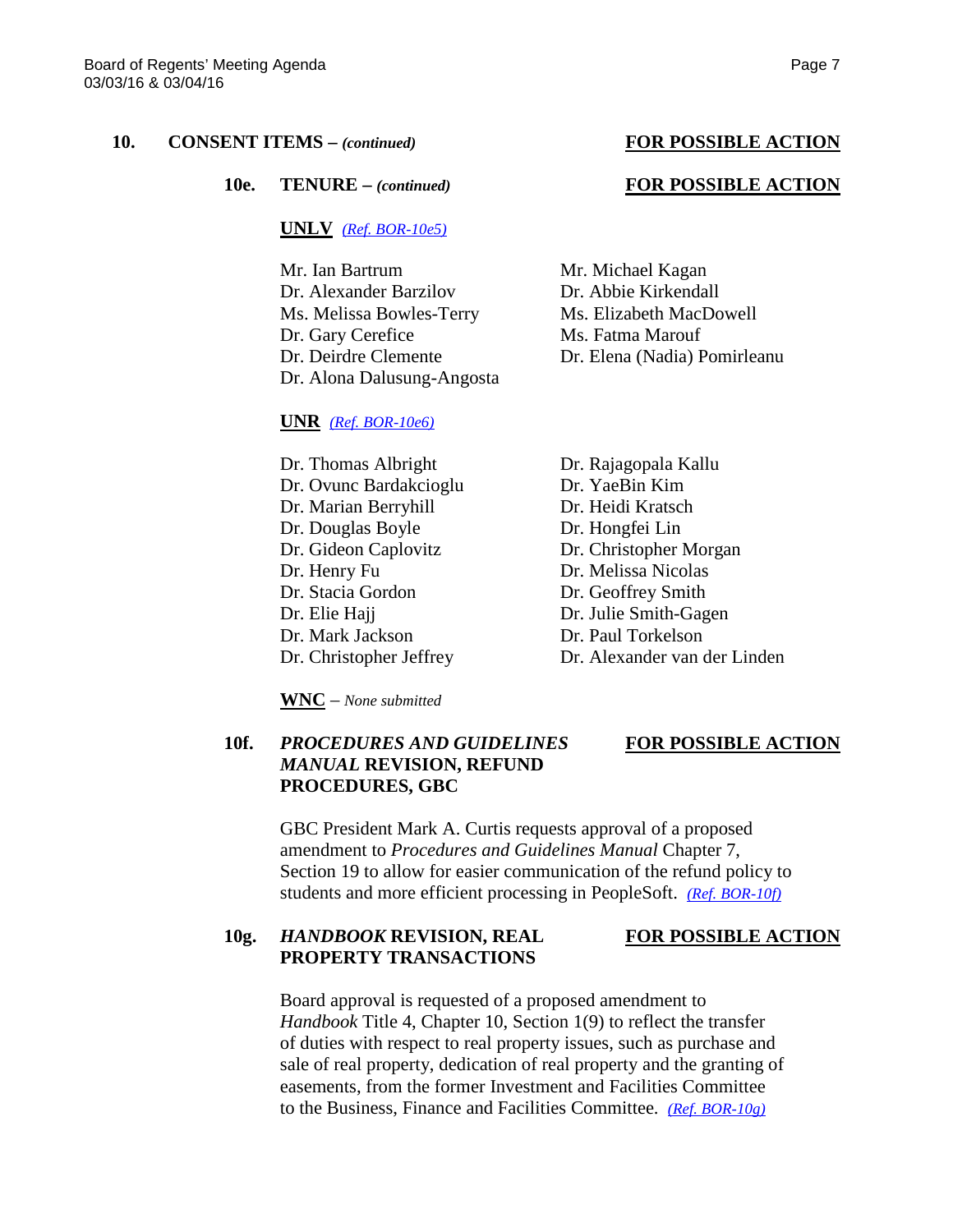## 10. CONSENT ITEMS – *(continued)* **FOR POSSIBLE ACTION**

### 10e. TENURE – *(continued)* **FOR POSSIBLE ACTION**

**UNLV** *(Ref. BOR-10e5)*

Mr. Ian Bartrum
Dr. Alexander Barzilov
Ms. Melissa Bowles-Terry
Dr. Gary Cerefice
Dr. Deirdre Clemente
Dr. Alona Dalusung-Angosta
Mr. Michael Kagan
Dr. Abbie Kirkendall
Ms. Elizabeth MacDowell
Ms. Fatma Marouf
Dr. Elena (Nadia) Pomirleanu

**UNR** *(Ref. BOR-10e6)*

Dr. Thomas Albright
Dr. Ovunc Bardakcioglu
Dr. Marian Berryhill
Dr. Douglas Boyle
Dr. Gideon Caplovitz
Dr. Henry Fu
Dr. Stacia Gordon
Dr. Elie Hajj
Dr. Mark Jackson
Dr. Christopher Jeffrey
Dr. Rajagopala Kallu
Dr. YaeBin Kim
Dr. Heidi Kratsch
Dr. Hongfei Lin
Dr. Christopher Morgan
Dr. Melissa Nicolas
Dr. Geoffrey Smith
Dr. Julie Smith-Gagen
Dr. Paul Torkelson
Dr. Alexander van der Linden

**WNC** – *None submitted*

### 10f. *PROCEDURES AND GUIDELINES MANUAL* REVISION, REFUND PROCEDURES, GBC **FOR POSSIBLE ACTION**

GBC President Mark A. Curtis requests approval of a proposed amendment to *Procedures and Guidelines Manual* Chapter 7, Section 19 to allow for easier communication of the refund policy to students and more efficient processing in PeopleSoft. *(Ref. BOR-10f)*

### 10g. *HANDBOOK* REVISION, REAL PROPERTY TRANSACTIONS **FOR POSSIBLE ACTION**

Board approval is requested of a proposed amendment to *Handbook* Title 4, Chapter 10, Section 1(9) to reflect the transfer of duties with respect to real property issues, such as purchase and sale of real property, dedication of real property and the granting of easements, from the former Investment and Facilities Committee to the Business, Finance and Facilities Committee. *(Ref. BOR-10g)*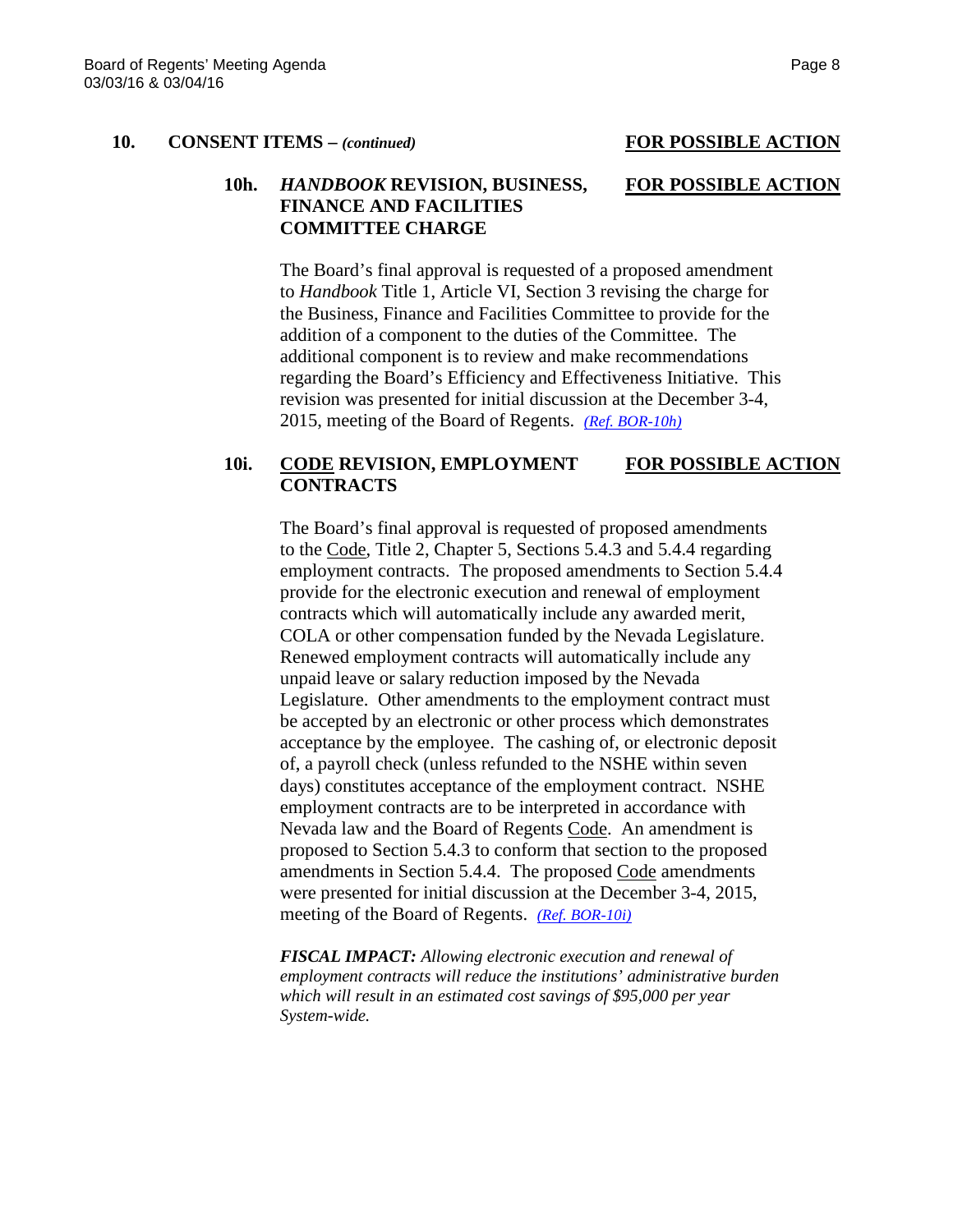## 10. CONSENT ITEMS – *(continued)* **FOR POSSIBLE ACTION**

### 10h. *HANDBOOK* REVISION, BUSINESS, FINANCE AND FACILITIES COMMITTEE CHARGE **FOR POSSIBLE ACTION**

The Board's final approval is requested of a proposed amendment to *Handbook* Title 1, Article VI, Section 3 revising the charge for the Business, Finance and Facilities Committee to provide for the addition of a component to the duties of the Committee. The additional component is to review and make recommendations regarding the Board's Efficiency and Effectiveness Initiative. This revision was presented for initial discussion at the December 3-4, 2015, meeting of the Board of Regents. *(Ref. BOR-10h)*

### 10i. CODE REVISION, EMPLOYMENT CONTRACTS **FOR POSSIBLE ACTION**

The Board's final approval is requested of proposed amendments to the Code, Title 2, Chapter 5, Sections 5.4.3 and 5.4.4 regarding employment contracts. The proposed amendments to Section 5.4.4 provide for the electronic execution and renewal of employment contracts which will automatically include any awarded merit, COLA or other compensation funded by the Nevada Legislature. Renewed employment contracts will automatically include any unpaid leave or salary reduction imposed by the Nevada Legislature. Other amendments to the employment contract must be accepted by an electronic or other process which demonstrates acceptance by the employee. The cashing of, or electronic deposit of, a payroll check (unless refunded to the NSHE within seven days) constitutes acceptance of the employment contract. NSHE employment contracts are to be interpreted in accordance with Nevada law and the Board of Regents Code. An amendment is proposed to Section 5.4.3 to conform that section to the proposed amendments in Section 5.4.4. The proposed Code amendments were presented for initial discussion at the December 3-4, 2015, meeting of the Board of Regents. *(Ref. BOR-10i)*

***FISCAL IMPACT:*** *Allowing electronic execution and renewal of employment contracts will reduce the institutions' administrative burden which will result in an estimated cost savings of $95,000 per year System-wide.*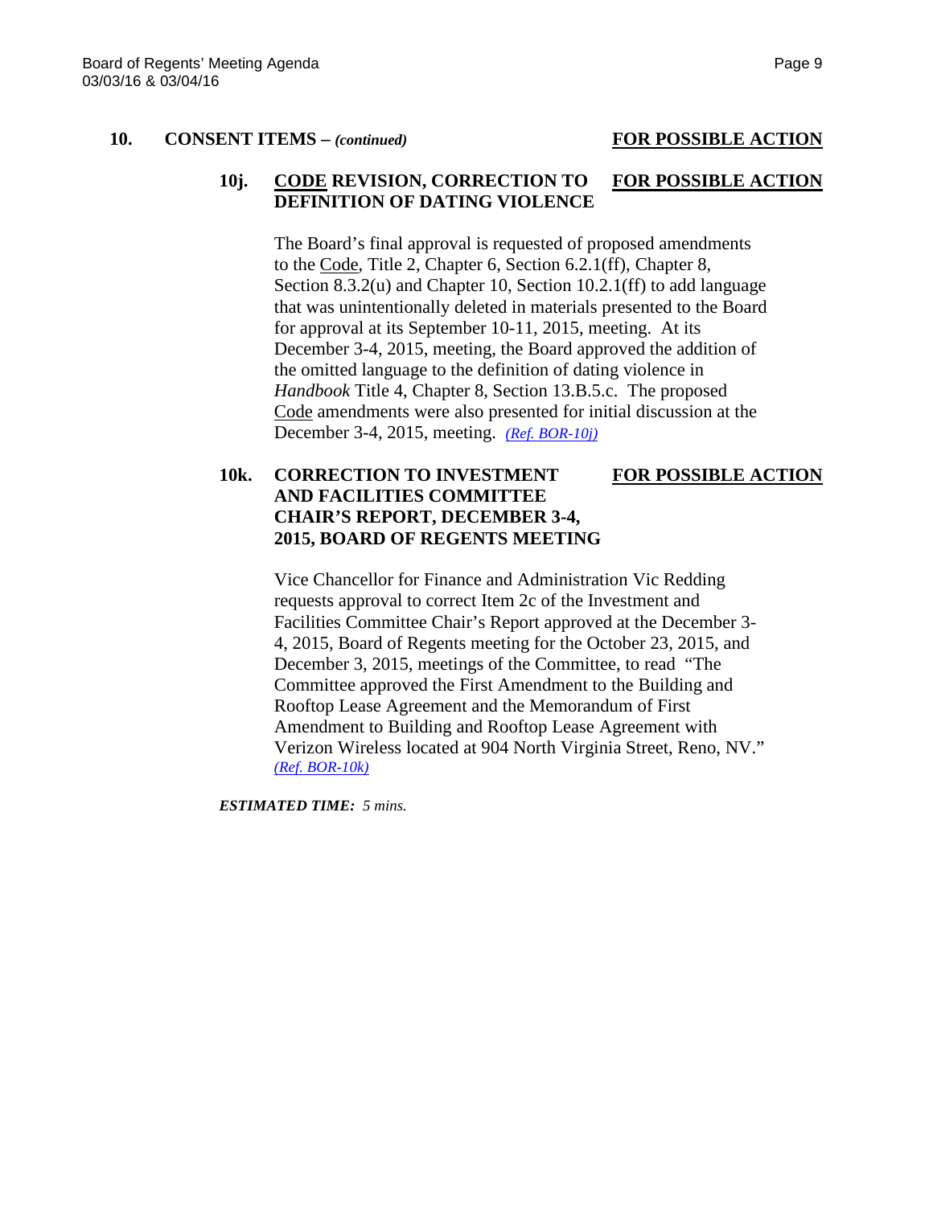## 10. CONSENT ITEMS – *(continued)* **FOR POSSIBLE ACTION**

### 10j. CODE REVISION, CORRECTION TO DEFINITION OF DATING VIOLENCE **FOR POSSIBLE ACTION**

The Board's final approval is requested of proposed amendments to the Code, Title 2, Chapter 6, Section 6.2.1(ff), Chapter 8, Section 8.3.2(u) and Chapter 10, Section 10.2.1(ff) to add language that was unintentionally deleted in materials presented to the Board for approval at its September 10-11, 2015, meeting. At its December 3-4, 2015, meeting, the Board approved the addition of the omitted language to the definition of dating violence in *Handbook* Title 4, Chapter 8, Section 13.B.5.c. The proposed Code amendments were also presented for initial discussion at the December 3-4, 2015, meeting. *(Ref. BOR-10j)*

### 10k. CORRECTION TO INVESTMENT AND FACILITIES COMMITTEE CHAIR'S REPORT, DECEMBER 3-4, 2015, BOARD OF REGENTS MEETING **FOR POSSIBLE ACTION**

Vice Chancellor for Finance and Administration Vic Redding requests approval to correct Item 2c of the Investment and Facilities Committee Chair's Report approved at the December 3-4, 2015, Board of Regents meeting for the October 23, 2015, and December 3, 2015, meetings of the Committee, to read "The Committee approved the First Amendment to the Building and Rooftop Lease Agreement and the Memorandum of First Amendment to Building and Rooftop Lease Agreement with Verizon Wireless located at 904 North Virginia Street, Reno, NV." *(Ref. BOR-10k)*

***ESTIMATED TIME:*** *5 mins.*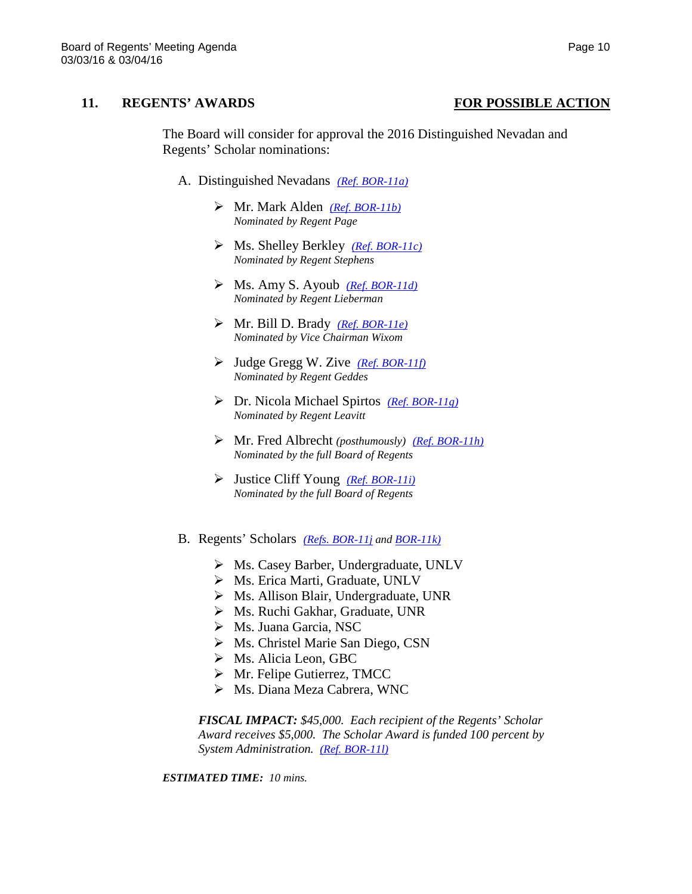## 11. REGENTS' AWARDS **FOR POSSIBLE ACTION**

The Board will consider for approval the 2016 Distinguished Nevadan and Regents' Scholar nominations:

A. Distinguished Nevadans *(Ref. BOR-11a)*

- Mr. Mark Alden *(Ref. BOR-11b)*
  *Nominated by Regent Page*
- Ms. Shelley Berkley *(Ref. BOR-11c)*
  *Nominated by Regent Stephens*
- Ms. Amy S. Ayoub *(Ref. BOR-11d)*
  *Nominated by Regent Lieberman*
- Mr. Bill D. Brady *(Ref. BOR-11e)*
  *Nominated by Vice Chairman Wixom*
- Judge Gregg W. Zive *(Ref. BOR-11f)*
  *Nominated by Regent Geddes*
- Dr. Nicola Michael Spirtos *(Ref. BOR-11g)*
  *Nominated by Regent Leavitt*
- Mr. Fred Albrecht *(posthumously)* *(Ref. BOR-11h)*
  *Nominated by the full Board of Regents*
- Justice Cliff Young *(Ref. BOR-11i)*
  *Nominated by the full Board of Regents*

B. Regents' Scholars *(Refs. BOR-11j and BOR-11k)*

- Ms. Casey Barber, Undergraduate, UNLV
- Ms. Erica Marti, Graduate, UNLV
- Ms. Allison Blair, Undergraduate, UNR
- Ms. Ruchi Gakhar, Graduate, UNR
- Ms. Juana Garcia, NSC
- Ms. Christel Marie San Diego, CSN
- Ms. Alicia Leon, GBC
- Mr. Felipe Gutierrez, TMCC
- Ms. Diana Meza Cabrera, WNC

***FISCAL IMPACT:*** *$45,000. Each recipient of the Regents' Scholar Award receives $5,000. The Scholar Award is funded 100 percent by System Administration. (Ref. BOR-11l)*

***ESTIMATED TIME:*** *10 mins.*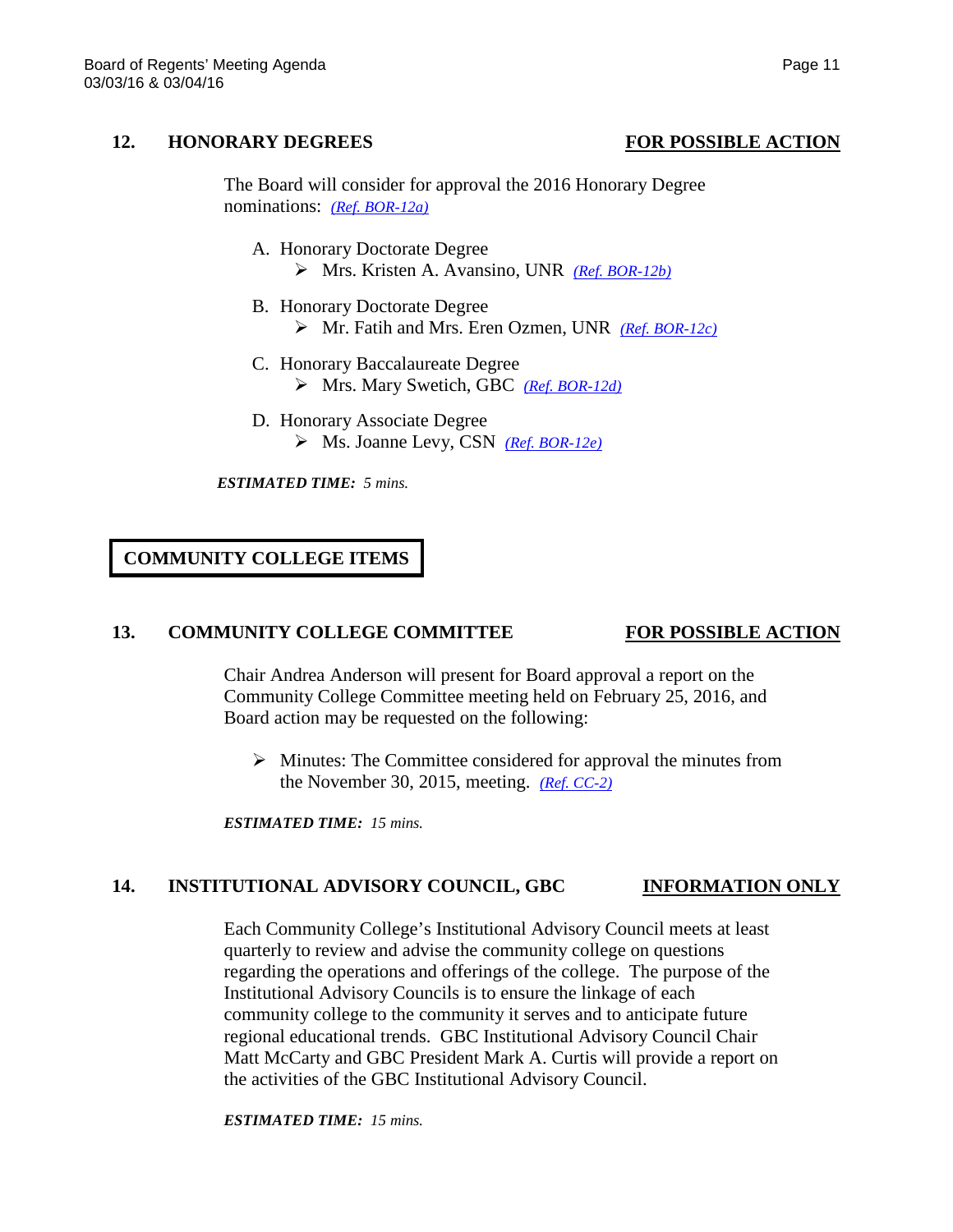## 12. HONORARY DEGREES — FOR POSSIBLE ACTION

The Board will consider for approval the 2016 Honorary Degree nominations: *(Ref. BOR-12a)*

A. Honorary Doctorate Degree
   - Mrs. Kristen A. Avansino, UNR *(Ref. BOR-12b)*

B. Honorary Doctorate Degree
   - Mr. Fatih and Mrs. Eren Ozmen, UNR *(Ref. BOR-12c)*

C. Honorary Baccalaureate Degree
   - Mrs. Mary Swetich, GBC *(Ref. BOR-12d)*

D. Honorary Associate Degree
   - Ms. Joanne Levy, CSN *(Ref. BOR-12e)*

***ESTIMATED TIME:*** *5 mins.*

# COMMUNITY COLLEGE ITEMS

## 13. COMMUNITY COLLEGE COMMITTEE — FOR POSSIBLE ACTION

Chair Andrea Anderson will present for Board approval a report on the Community College Committee meeting held on February 25, 2016, and Board action may be requested on the following:

- Minutes: The Committee considered for approval the minutes from the November 30, 2015, meeting. *(Ref. CC-2)*

***ESTIMATED TIME:*** *15 mins.*

## 14. INSTITUTIONAL ADVISORY COUNCIL, GBC — INFORMATION ONLY

Each Community College's Institutional Advisory Council meets at least quarterly to review and advise the community college on questions regarding the operations and offerings of the college. The purpose of the Institutional Advisory Councils is to ensure the linkage of each community college to the community it serves and to anticipate future regional educational trends. GBC Institutional Advisory Council Chair Matt McCarty and GBC President Mark A. Curtis will provide a report on the activities of the GBC Institutional Advisory Council.

***ESTIMATED TIME:*** *15 mins.*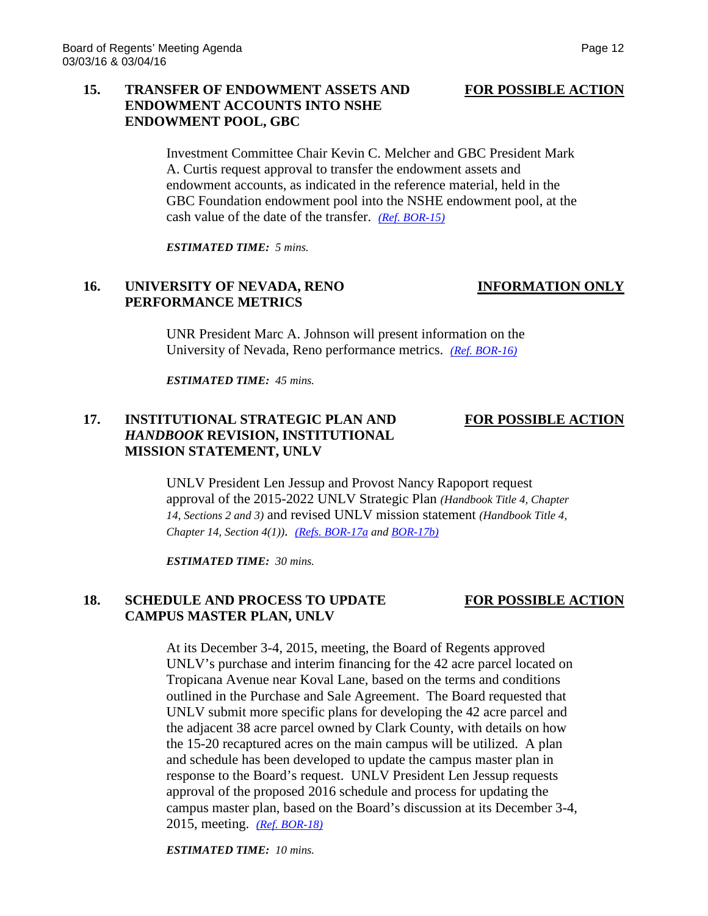## 15. TRANSFER OF ENDOWMENT ASSETS AND ENDOWMENT ACCOUNTS INTO NSHE ENDOWMENT POOL, GBC — FOR POSSIBLE ACTION

Investment Committee Chair Kevin C. Melcher and GBC President Mark A. Curtis request approval to transfer the endowment assets and endowment accounts, as indicated in the reference material, held in the GBC Foundation endowment pool into the NSHE endowment pool, at the cash value of the date of the transfer. *(Ref. BOR-15)*

***ESTIMATED TIME:*** *5 mins.*

## 16. UNIVERSITY OF NEVADA, RENO PERFORMANCE METRICS — INFORMATION ONLY

UNR President Marc A. Johnson will present information on the University of Nevada, Reno performance metrics. *(Ref. BOR-16)*

***ESTIMATED TIME:*** *45 mins.*

## 17. INSTITUTIONAL STRATEGIC PLAN AND *HANDBOOK* REVISION, INSTITUTIONAL MISSION STATEMENT, UNLV — FOR POSSIBLE ACTION

UNLV President Len Jessup and Provost Nancy Rapoport request approval of the 2015-2022 UNLV Strategic Plan *(Handbook Title 4, Chapter 14, Sections 2 and 3)* and revised UNLV mission statement *(Handbook Title 4, Chapter 14, Section 4(1))*. *(Refs. BOR-17a and BOR-17b)*

***ESTIMATED TIME:*** *30 mins.*

## 18. SCHEDULE AND PROCESS TO UPDATE CAMPUS MASTER PLAN, UNLV — FOR POSSIBLE ACTION

At its December 3-4, 2015, meeting, the Board of Regents approved UNLV's purchase and interim financing for the 42 acre parcel located on Tropicana Avenue near Koval Lane, based on the terms and conditions outlined in the Purchase and Sale Agreement. The Board requested that UNLV submit more specific plans for developing the 42 acre parcel and the adjacent 38 acre parcel owned by Clark County, with details on how the 15-20 recaptured acres on the main campus will be utilized. A plan and schedule has been developed to update the campus master plan in response to the Board's request. UNLV President Len Jessup requests approval of the proposed 2016 schedule and process for updating the campus master plan, based on the Board's discussion at its December 3-4, 2015, meeting. *(Ref. BOR-18)*

***ESTIMATED TIME:*** *10 mins.*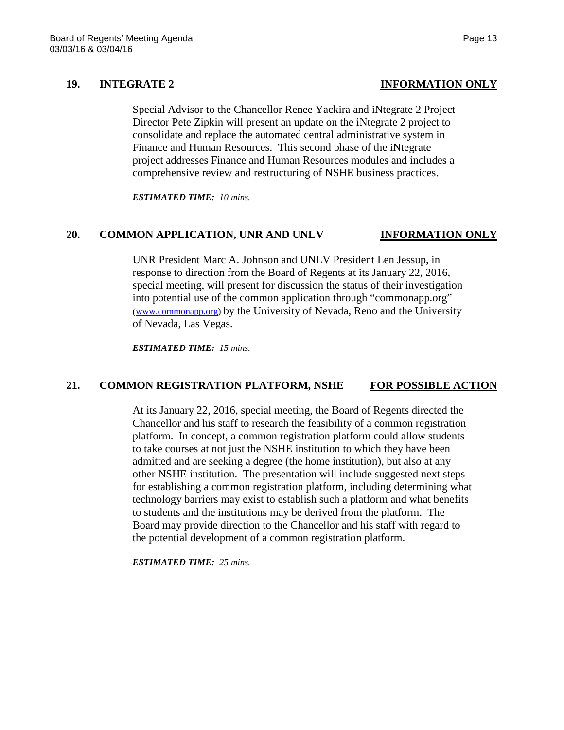## 19. INTEGRATE 2 — INFORMATION ONLY

Special Advisor to the Chancellor Renee Yackira and iNtegrate 2 Project Director Pete Zipkin will present an update on the iNtegrate 2 project to consolidate and replace the automated central administrative system in Finance and Human Resources. This second phase of the iNtegrate project addresses Finance and Human Resources modules and includes a comprehensive review and restructuring of NSHE business practices.

***ESTIMATED TIME:** 10 mins.*

## 20. COMMON APPLICATION, UNR AND UNLV — INFORMATION ONLY

UNR President Marc A. Johnson and UNLV President Len Jessup, in response to direction from the Board of Regents at its January 22, 2016, special meeting, will present for discussion the status of their investigation into potential use of the common application through "commonapp.org" (www.commonapp.org) by the University of Nevada, Reno and the University of Nevada, Las Vegas.

***ESTIMATED TIME:** 15 mins.*

## 21. COMMON REGISTRATION PLATFORM, NSHE — FOR POSSIBLE ACTION

At its January 22, 2016, special meeting, the Board of Regents directed the Chancellor and his staff to research the feasibility of a common registration platform. In concept, a common registration platform could allow students to take courses at not just the NSHE institution to which they have been admitted and are seeking a degree (the home institution), but also at any other NSHE institution. The presentation will include suggested next steps for establishing a common registration platform, including determining what technology barriers may exist to establish such a platform and what benefits to students and the institutions may be derived from the platform. The Board may provide direction to the Chancellor and his staff with regard to the potential development of a common registration platform.

***ESTIMATED TIME:** 25 mins.*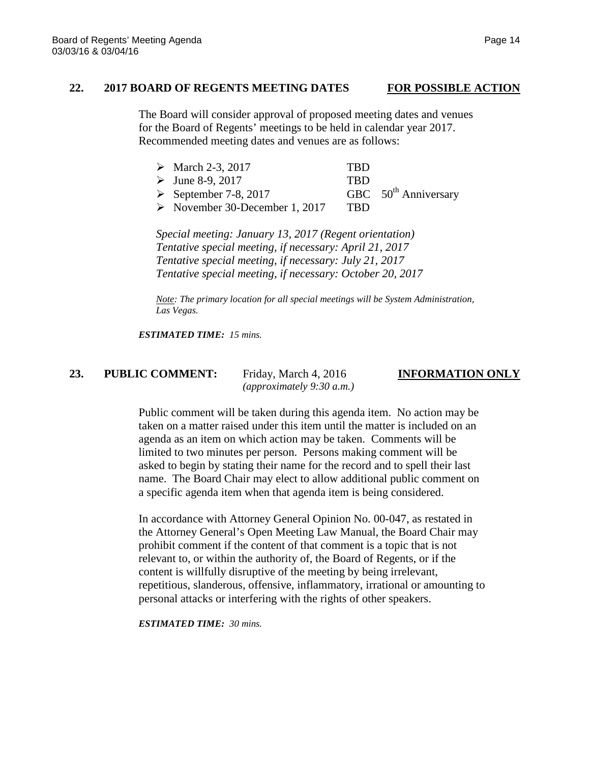## 22. 2017 BOARD OF REGENTS MEETING DATES — FOR POSSIBLE ACTION

The Board will consider approval of proposed meeting dates and venues for the Board of Regents' meetings to be held in calendar year 2017. Recommended meeting dates and venues are as follows:

- March 2-3, 2017 — TBD
- June 8-9, 2017 — TBD
- September 7-8, 2017 — GBC 50th Anniversary
- November 30-December 1, 2017 — TBD

*Special meeting: January 13, 2017 (Regent orientation)*
*Tentative special meeting, if necessary: April 21, 2017*
*Tentative special meeting, if necessary: July 21, 2017*
*Tentative special meeting, if necessary: October 20, 2017*

*Note: The primary location for all special meetings will be System Administration, Las Vegas.*

***ESTIMATED TIME:*** *15 mins.*

## 23. PUBLIC COMMENT: Friday, March 4, 2016 *(approximately 9:30 a.m.)* — INFORMATION ONLY

Public comment will be taken during this agenda item. No action may be taken on a matter raised under this item until the matter is included on an agenda as an item on which action may be taken. Comments will be limited to two minutes per person. Persons making comment will be asked to begin by stating their name for the record and to spell their last name. The Board Chair may elect to allow additional public comment on a specific agenda item when that agenda item is being considered.

In accordance with Attorney General Opinion No. 00-047, as restated in the Attorney General's Open Meeting Law Manual, the Board Chair may prohibit comment if the content of that comment is a topic that is not relevant to, or within the authority of, the Board of Regents, or if the content is willfully disruptive of the meeting by being irrelevant, repetitious, slanderous, offensive, inflammatory, irrational or amounting to personal attacks or interfering with the rights of other speakers.

***ESTIMATED TIME:*** *30 mins.*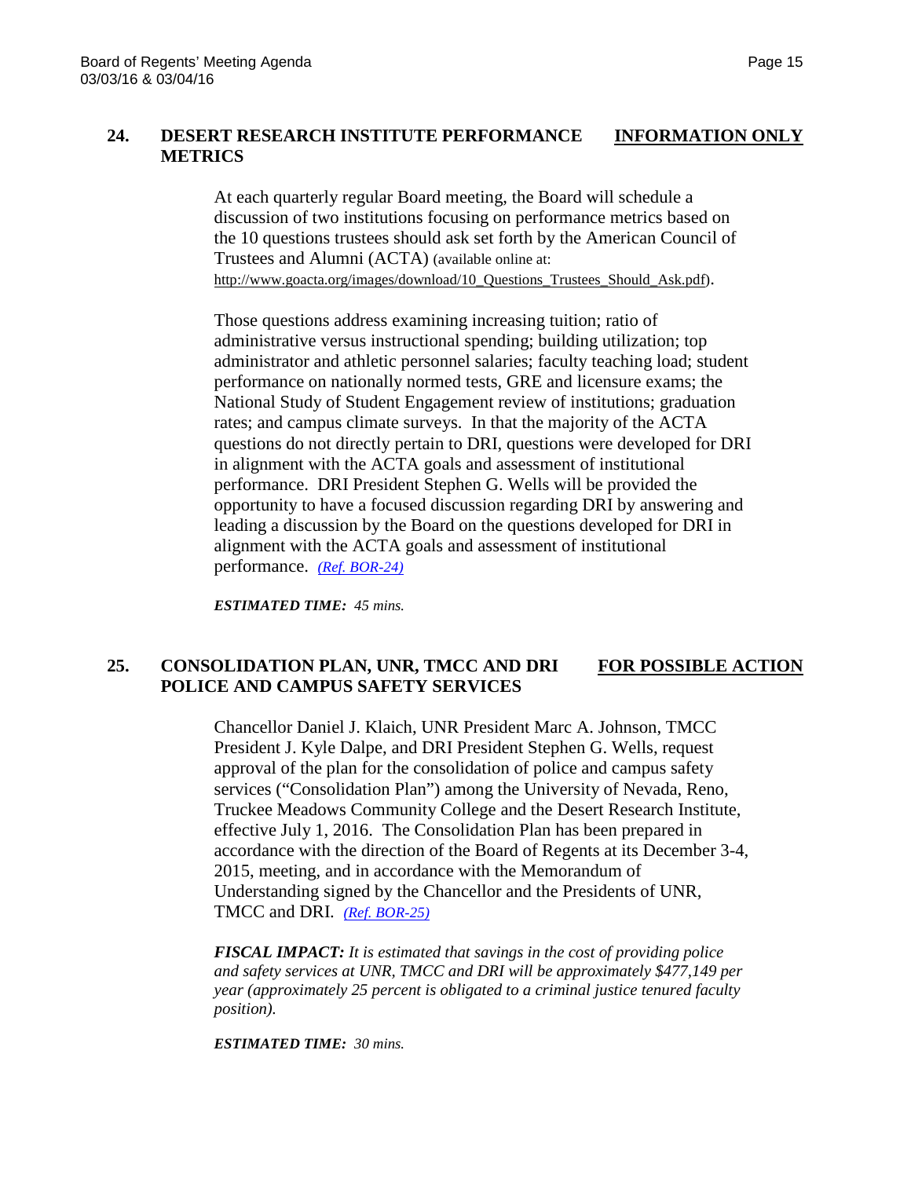## 24. DESERT RESEARCH INSTITUTE PERFORMANCE METRICS <u>INFORMATION ONLY</u>

At each quarterly regular Board meeting, the Board will schedule a discussion of two institutions focusing on performance metrics based on the 10 questions trustees should ask set forth by the American Council of Trustees and Alumni (ACTA) (available online at: http://www.goacta.org/images/download/10_Questions_Trustees_Should_Ask.pdf).

Those questions address examining increasing tuition; ratio of administrative versus instructional spending; building utilization; top administrator and athletic personnel salaries; faculty teaching load; student performance on nationally normed tests, GRE and licensure exams; the National Study of Student Engagement review of institutions; graduation rates; and campus climate surveys. In that the majority of the ACTA questions do not directly pertain to DRI, questions were developed for DRI in alignment with the ACTA goals and assessment of institutional performance. DRI President Stephen G. Wells will be provided the opportunity to have a focused discussion regarding DRI by answering and leading a discussion by the Board on the questions developed for DRI in alignment with the ACTA goals and assessment of institutional performance. *(Ref. BOR-24)*

***ESTIMATED TIME:*** *45 mins.*

## 25. CONSOLIDATION PLAN, UNR, TMCC AND DRI POLICE AND CAMPUS SAFETY SERVICES <u>FOR POSSIBLE ACTION</u>

Chancellor Daniel J. Klaich, UNR President Marc A. Johnson, TMCC President J. Kyle Dalpe, and DRI President Stephen G. Wells, request approval of the plan for the consolidation of police and campus safety services ("Consolidation Plan") among the University of Nevada, Reno, Truckee Meadows Community College and the Desert Research Institute, effective July 1, 2016. The Consolidation Plan has been prepared in accordance with the direction of the Board of Regents at its December 3-4, 2015, meeting, and in accordance with the Memorandum of Understanding signed by the Chancellor and the Presidents of UNR, TMCC and DRI. *(Ref. BOR-25)*

***FISCAL IMPACT:*** *It is estimated that savings in the cost of providing police and safety services at UNR, TMCC and DRI will be approximately $477,149 per year (approximately 25 percent is obligated to a criminal justice tenured faculty position).*

***ESTIMATED TIME:*** *30 mins.*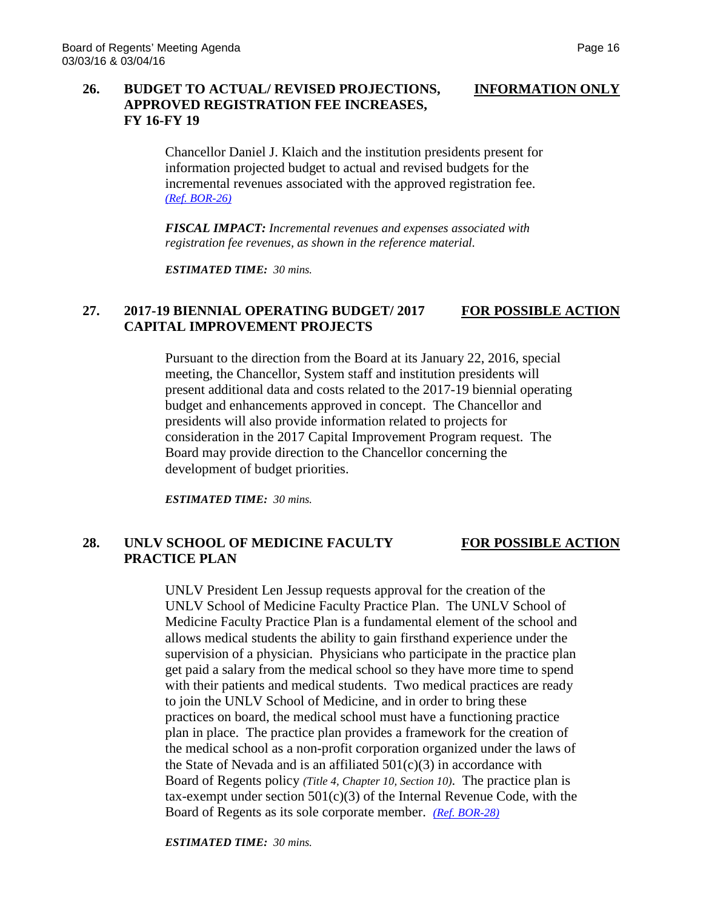## 26. BUDGET TO ACTUAL/ REVISED PROJECTIONS, APPROVED REGISTRATION FEE INCREASES, FY 16-FY 19 — INFORMATION ONLY

Chancellor Daniel J. Klaich and the institution presidents present for information projected budget to actual and revised budgets for the incremental revenues associated with the approved registration fee. *(Ref. BOR-26)*

***FISCAL IMPACT:*** *Incremental revenues and expenses associated with registration fee revenues, as shown in the reference material.*

***ESTIMATED TIME:*** *30 mins.*

## 27. 2017-19 BIENNIAL OPERATING BUDGET/ 2017 CAPITAL IMPROVEMENT PROJECTS — FOR POSSIBLE ACTION

Pursuant to the direction from the Board at its January 22, 2016, special meeting, the Chancellor, System staff and institution presidents will present additional data and costs related to the 2017-19 biennial operating budget and enhancements approved in concept. The Chancellor and presidents will also provide information related to projects for consideration in the 2017 Capital Improvement Program request. The Board may provide direction to the Chancellor concerning the development of budget priorities.

***ESTIMATED TIME:*** *30 mins.*

## 28. UNLV SCHOOL OF MEDICINE FACULTY PRACTICE PLAN — FOR POSSIBLE ACTION

UNLV President Len Jessup requests approval for the creation of the UNLV School of Medicine Faculty Practice Plan. The UNLV School of Medicine Faculty Practice Plan is a fundamental element of the school and allows medical students the ability to gain firsthand experience under the supervision of a physician. Physicians who participate in the practice plan get paid a salary from the medical school so they have more time to spend with their patients and medical students. Two medical practices are ready to join the UNLV School of Medicine, and in order to bring these practices on board, the medical school must have a functioning practice plan in place. The practice plan provides a framework for the creation of the medical school as a non-profit corporation organized under the laws of the State of Nevada and is an affiliated 501(c)(3) in accordance with Board of Regents policy *(Title 4, Chapter 10, Section 10)*. The practice plan is tax-exempt under section 501(c)(3) of the Internal Revenue Code, with the Board of Regents as its sole corporate member. *(Ref. BOR-28)*

***ESTIMATED TIME:*** *30 mins.*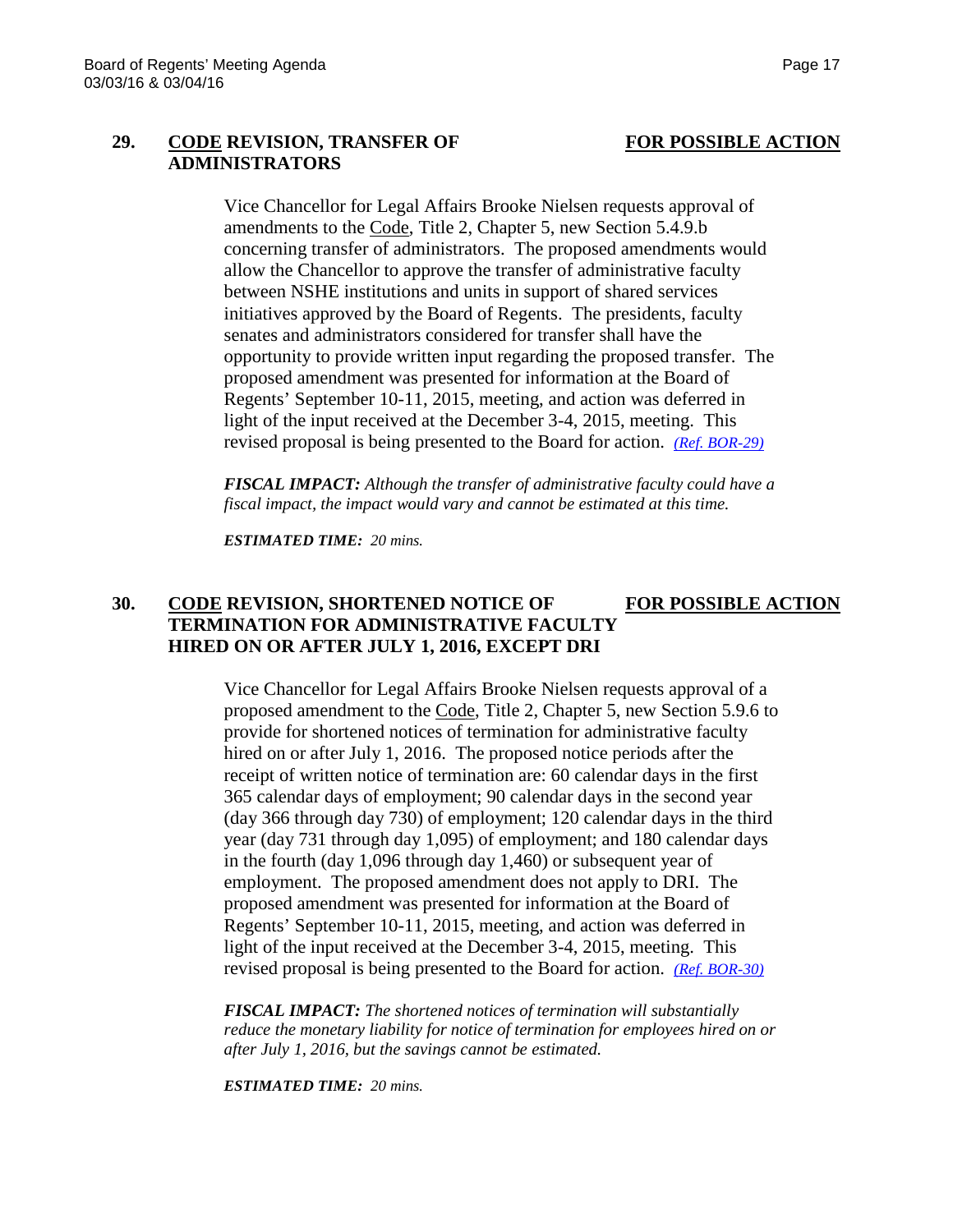## 29. CODE REVISION, TRANSFER OF ADMINISTRATORS — FOR POSSIBLE ACTION

Vice Chancellor for Legal Affairs Brooke Nielsen requests approval of amendments to the Code, Title 2, Chapter 5, new Section 5.4.9.b concerning transfer of administrators. The proposed amendments would allow the Chancellor to approve the transfer of administrative faculty between NSHE institutions and units in support of shared services initiatives approved by the Board of Regents. The presidents, faculty senates and administrators considered for transfer shall have the opportunity to provide written input regarding the proposed transfer. The proposed amendment was presented for information at the Board of Regents' September 10-11, 2015, meeting, and action was deferred in light of the input received at the December 3-4, 2015, meeting. This revised proposal is being presented to the Board for action. *(Ref. BOR-29)*

***FISCAL IMPACT:*** *Although the transfer of administrative faculty could have a fiscal impact, the impact would vary and cannot be estimated at this time.*

***ESTIMATED TIME:*** *20 mins.*

## 30. CODE REVISION, SHORTENED NOTICE OF TERMINATION FOR ADMINISTRATIVE FACULTY HIRED ON OR AFTER JULY 1, 2016, EXCEPT DRI — FOR POSSIBLE ACTION

Vice Chancellor for Legal Affairs Brooke Nielsen requests approval of a proposed amendment to the Code, Title 2, Chapter 5, new Section 5.9.6 to provide for shortened notices of termination for administrative faculty hired on or after July 1, 2016. The proposed notice periods after the receipt of written notice of termination are: 60 calendar days in the first 365 calendar days of employment; 90 calendar days in the second year (day 366 through day 730) of employment; 120 calendar days in the third year (day 731 through day 1,095) of employment; and 180 calendar days in the fourth (day 1,096 through day 1,460) or subsequent year of employment. The proposed amendment does not apply to DRI. The proposed amendment was presented for information at the Board of Regents' September 10-11, 2015, meeting, and action was deferred in light of the input received at the December 3-4, 2015, meeting. This revised proposal is being presented to the Board for action. *(Ref. BOR-30)*

***FISCAL IMPACT:*** *The shortened notices of termination will substantially reduce the monetary liability for notice of termination for employees hired on or after July 1, 2016, but the savings cannot be estimated.*

***ESTIMATED TIME:*** *20 mins.*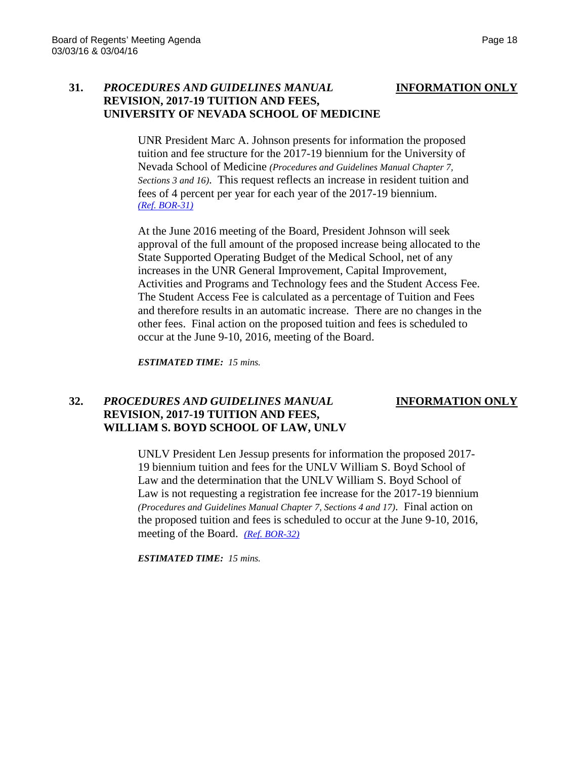**31.** ***PROCEDURES AND GUIDELINES MANUAL* REVISION, 2017-19 TUITION AND FEES, UNIVERSITY OF NEVADA SCHOOL OF MEDICINE** **INFORMATION ONLY**

UNR President Marc A. Johnson presents for information the proposed tuition and fee structure for the 2017-19 biennium for the University of Nevada School of Medicine *(Procedures and Guidelines Manual Chapter 7, Sections 3 and 16)*. This request reflects an increase in resident tuition and fees of 4 percent per year for each year of the 2017-19 biennium. *(Ref. BOR-31)*

At the June 2016 meeting of the Board, President Johnson will seek approval of the full amount of the proposed increase being allocated to the State Supported Operating Budget of the Medical School, net of any increases in the UNR General Improvement, Capital Improvement, Activities and Programs and Technology fees and the Student Access Fee. The Student Access Fee is calculated as a percentage of Tuition and Fees and therefore results in an automatic increase. There are no changes in the other fees. Final action on the proposed tuition and fees is scheduled to occur at the June 9-10, 2016, meeting of the Board.

***ESTIMATED TIME:*** *15 mins.*

**32.** ***PROCEDURES AND GUIDELINES MANUAL* REVISION, 2017-19 TUITION AND FEES, WILLIAM S. BOYD SCHOOL OF LAW, UNLV** **INFORMATION ONLY**

UNLV President Len Jessup presents for information the proposed 2017-19 biennium tuition and fees for the UNLV William S. Boyd School of Law and the determination that the UNLV William S. Boyd School of Law is not requesting a registration fee increase for the 2017-19 biennium *(Procedures and Guidelines Manual Chapter 7, Sections 4 and 17)*. Final action on the proposed tuition and fees is scheduled to occur at the June 9-10, 2016, meeting of the Board. *(Ref. BOR-32)*

***ESTIMATED TIME:*** *15 mins.*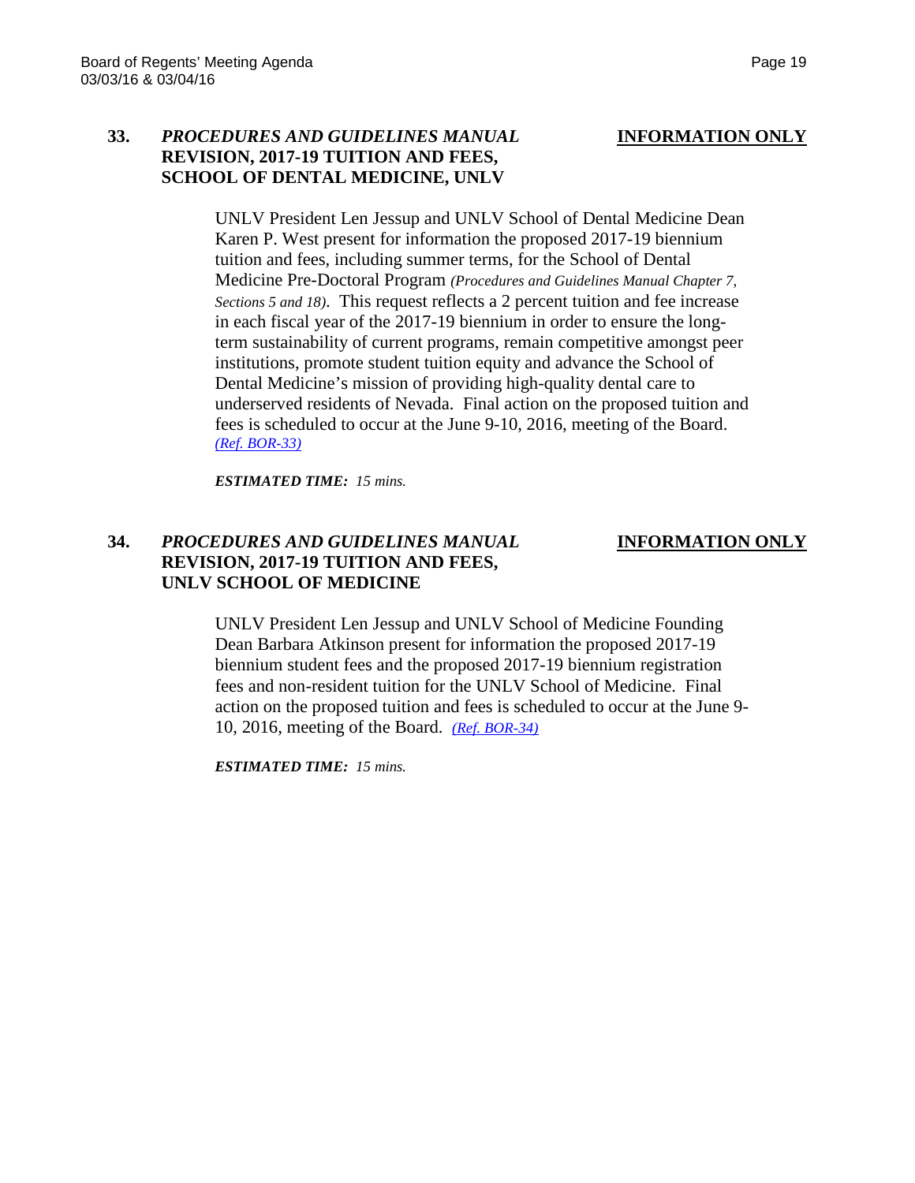**33.** ***PROCEDURES AND GUIDELINES MANUAL* REVISION, 2017-19 TUITION AND FEES, SCHOOL OF DENTAL MEDICINE, UNLV** **INFORMATION ONLY**

UNLV President Len Jessup and UNLV School of Dental Medicine Dean Karen P. West present for information the proposed 2017-19 biennium tuition and fees, including summer terms, for the School of Dental Medicine Pre-Doctoral Program *(Procedures and Guidelines Manual Chapter 7, Sections 5 and 18)*. This request reflects a 2 percent tuition and fee increase in each fiscal year of the 2017-19 biennium in order to ensure the long-term sustainability of current programs, remain competitive amongst peer institutions, promote student tuition equity and advance the School of Dental Medicine's mission of providing high-quality dental care to underserved residents of Nevada. Final action on the proposed tuition and fees is scheduled to occur at the June 9-10, 2016, meeting of the Board. *(Ref. BOR-33)*

***ESTIMATED TIME:*** *15 mins.*

**34.** ***PROCEDURES AND GUIDELINES MANUAL* REVISION, 2017-19 TUITION AND FEES, UNLV SCHOOL OF MEDICINE** **INFORMATION ONLY**

UNLV President Len Jessup and UNLV School of Medicine Founding Dean Barbara Atkinson present for information the proposed 2017-19 biennium student fees and the proposed 2017-19 biennium registration fees and non-resident tuition for the UNLV School of Medicine. Final action on the proposed tuition and fees is scheduled to occur at the June 9-10, 2016, meeting of the Board. *(Ref. BOR-34)*

***ESTIMATED TIME:*** *15 mins.*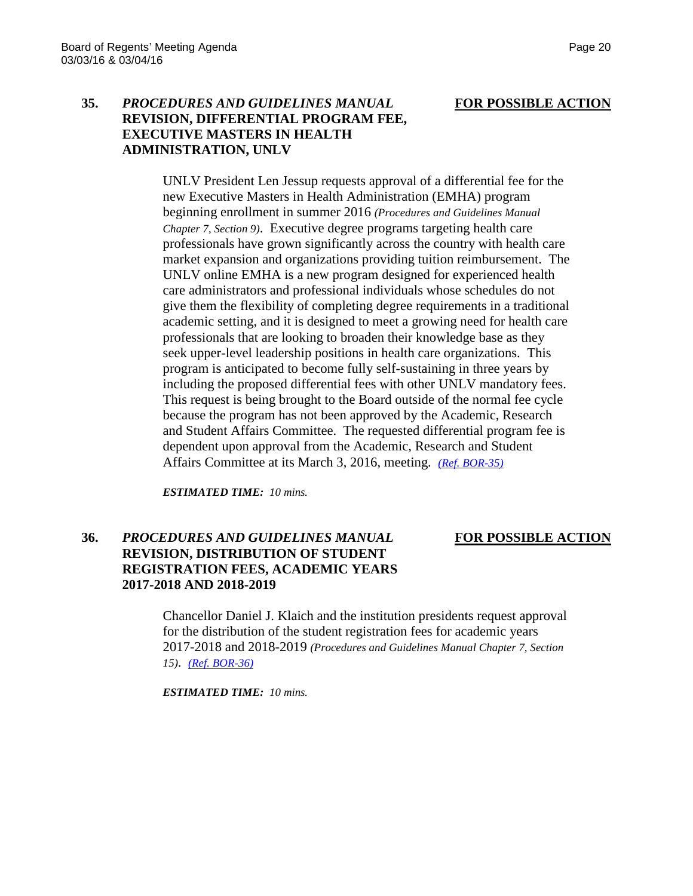**35.** ***PROCEDURES AND GUIDELINES MANUAL* REVISION, DIFFERENTIAL PROGRAM FEE, EXECUTIVE MASTERS IN HEALTH ADMINISTRATION, UNLV** **FOR POSSIBLE ACTION**

UNLV President Len Jessup requests approval of a differential fee for the new Executive Masters in Health Administration (EMHA) program beginning enrollment in summer 2016 *(Procedures and Guidelines Manual Chapter 7, Section 9)*. Executive degree programs targeting health care professionals have grown significantly across the country with health care market expansion and organizations providing tuition reimbursement. The UNLV online EMHA is a new program designed for experienced health care administrators and professional individuals whose schedules do not give them the flexibility of completing degree requirements in a traditional academic setting, and it is designed to meet a growing need for health care professionals that are looking to broaden their knowledge base as they seek upper-level leadership positions in health care organizations. This program is anticipated to become fully self-sustaining in three years by including the proposed differential fees with other UNLV mandatory fees. This request is being brought to the Board outside of the normal fee cycle because the program has not been approved by the Academic, Research and Student Affairs Committee. The requested differential program fee is dependent upon approval from the Academic, Research and Student Affairs Committee at its March 3, 2016, meeting. *(Ref. BOR-35)*

***ESTIMATED TIME:*** *10 mins.*

**36.** ***PROCEDURES AND GUIDELINES MANUAL* REVISION, DISTRIBUTION OF STUDENT REGISTRATION FEES, ACADEMIC YEARS 2017-2018 AND 2018-2019** **FOR POSSIBLE ACTION**

Chancellor Daniel J. Klaich and the institution presidents request approval for the distribution of the student registration fees for academic years 2017-2018 and 2018-2019 *(Procedures and Guidelines Manual Chapter 7, Section 15)*. *(Ref. BOR-36)*

***ESTIMATED TIME:*** *10 mins.*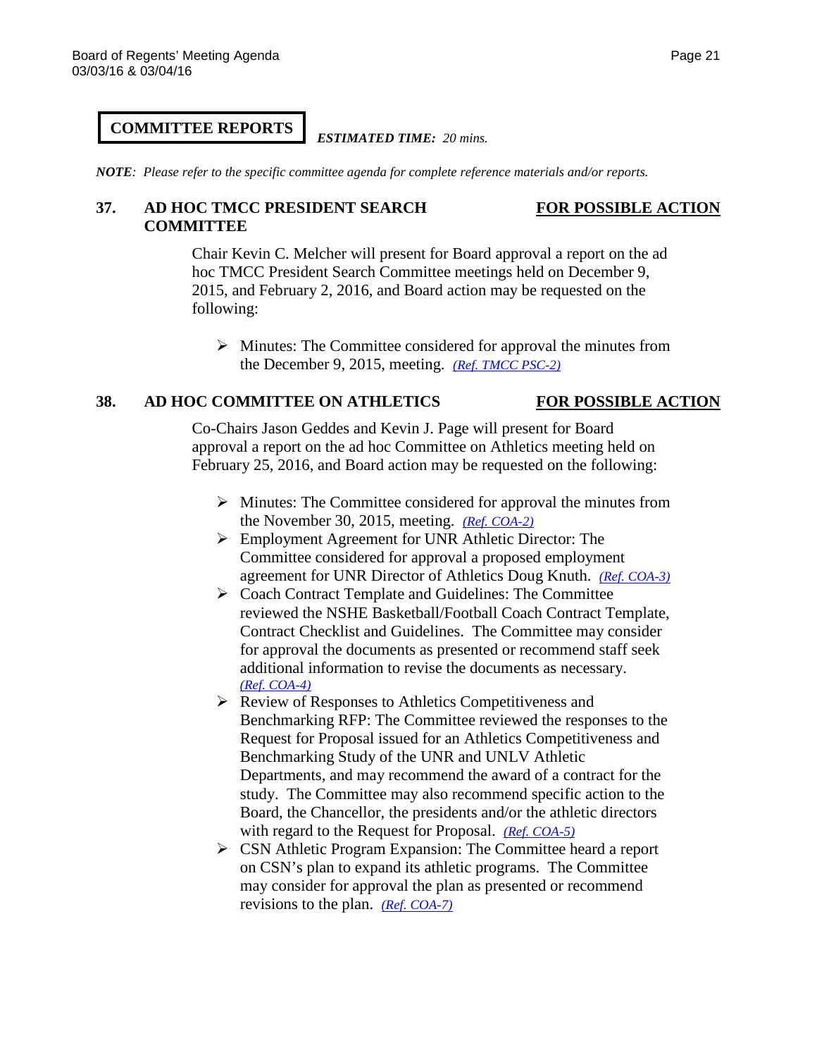## COMMITTEE REPORTS

*ESTIMATED TIME: 20 mins.*

***NOTE**: Please refer to the specific committee agenda for complete reference materials and/or reports.*

### 37. AD HOC TMCC PRESIDENT SEARCH COMMITTEE — FOR POSSIBLE ACTION

Chair Kevin C. Melcher will present for Board approval a report on the ad hoc TMCC President Search Committee meetings held on December 9, 2015, and February 2, 2016, and Board action may be requested on the following:

- Minutes: The Committee considered for approval the minutes from the December 9, 2015, meeting. *(Ref. TMCC PSC-2)*

### 38. AD HOC COMMITTEE ON ATHLETICS — FOR POSSIBLE ACTION

Co-Chairs Jason Geddes and Kevin J. Page will present for Board approval a report on the ad hoc Committee on Athletics meeting held on February 25, 2016, and Board action may be requested on the following:

- Minutes: The Committee considered for approval the minutes from the November 30, 2015, meeting. *(Ref. COA-2)*
- Employment Agreement for UNR Athletic Director: The Committee considered for approval a proposed employment agreement for UNR Director of Athletics Doug Knuth. *(Ref. COA-3)*
- Coach Contract Template and Guidelines: The Committee reviewed the NSHE Basketball/Football Coach Contract Template, Contract Checklist and Guidelines. The Committee may consider for approval the documents as presented or recommend staff seek additional information to revise the documents as necessary. *(Ref. COA-4)*
- Review of Responses to Athletics Competitiveness and Benchmarking RFP: The Committee reviewed the responses to the Request for Proposal issued for an Athletics Competitiveness and Benchmarking Study of the UNR and UNLV Athletic Departments, and may recommend the award of a contract for the study. The Committee may also recommend specific action to the Board, the Chancellor, the presidents and/or the athletic directors with regard to the Request for Proposal. *(Ref. COA-5)*
- CSN Athletic Program Expansion: The Committee heard a report on CSN's plan to expand its athletic programs. The Committee may consider for approval the plan as presented or recommend revisions to the plan. *(Ref. COA-7)*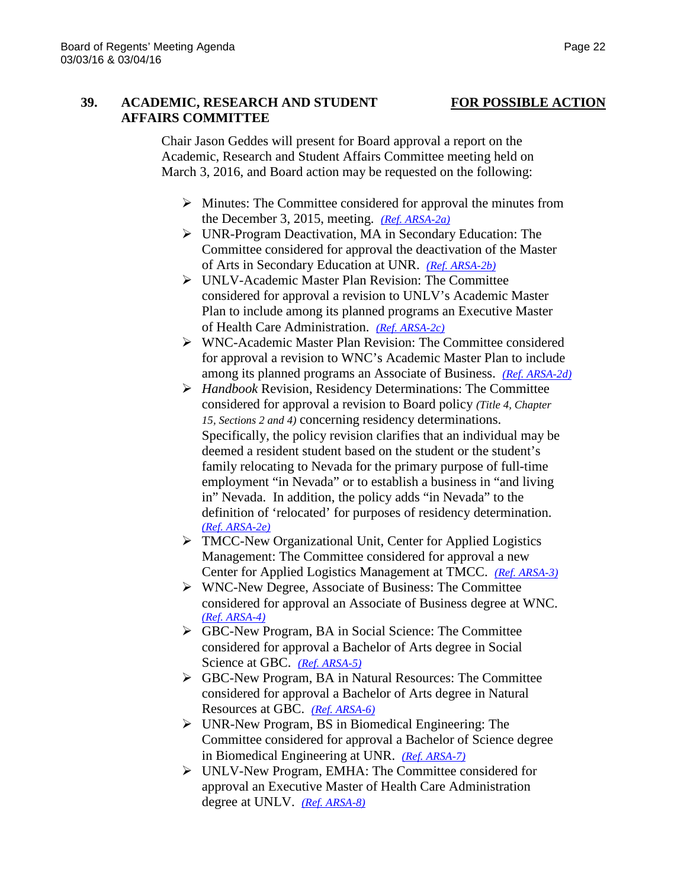## 39. ACADEMIC, RESEARCH AND STUDENT AFFAIRS COMMITTEE

**FOR POSSIBLE ACTION**

Chair Jason Geddes will present for Board approval a report on the Academic, Research and Student Affairs Committee meeting held on March 3, 2016, and Board action may be requested on the following:

- Minutes: The Committee considered for approval the minutes from the December 3, 2015, meeting. *(Ref. ARSA-2a)*
- UNR-Program Deactivation, MA in Secondary Education: The Committee considered for approval the deactivation of the Master of Arts in Secondary Education at UNR. *(Ref. ARSA-2b)*
- UNLV-Academic Master Plan Revision: The Committee considered for approval a revision to UNLV's Academic Master Plan to include among its planned programs an Executive Master of Health Care Administration. *(Ref. ARSA-2c)*
- WNC-Academic Master Plan Revision: The Committee considered for approval a revision to WNC's Academic Master Plan to include among its planned programs an Associate of Business. *(Ref. ARSA-2d)*
- *Handbook* Revision, Residency Determinations: The Committee considered for approval a revision to Board policy *(Title 4, Chapter 15, Sections 2 and 4)* concerning residency determinations. Specifically, the policy revision clarifies that an individual may be deemed a resident student based on the student or the student's family relocating to Nevada for the primary purpose of full-time employment "in Nevada" or to establish a business in "and living in" Nevada. In addition, the policy adds "in Nevada" to the definition of 'relocated' for purposes of residency determination. *(Ref. ARSA-2e)*
- TMCC-New Organizational Unit, Center for Applied Logistics Management: The Committee considered for approval a new Center for Applied Logistics Management at TMCC. *(Ref. ARSA-3)*
- WNC-New Degree, Associate of Business: The Committee considered for approval an Associate of Business degree at WNC. *(Ref. ARSA-4)*
- GBC-New Program, BA in Social Science: The Committee considered for approval a Bachelor of Arts degree in Social Science at GBC. *(Ref. ARSA-5)*
- GBC-New Program, BA in Natural Resources: The Committee considered for approval a Bachelor of Arts degree in Natural Resources at GBC. *(Ref. ARSA-6)*
- UNR-New Program, BS in Biomedical Engineering: The Committee considered for approval a Bachelor of Science degree in Biomedical Engineering at UNR. *(Ref. ARSA-7)*
- UNLV-New Program, EMHA: The Committee considered for approval an Executive Master of Health Care Administration degree at UNLV. *(Ref. ARSA-8)*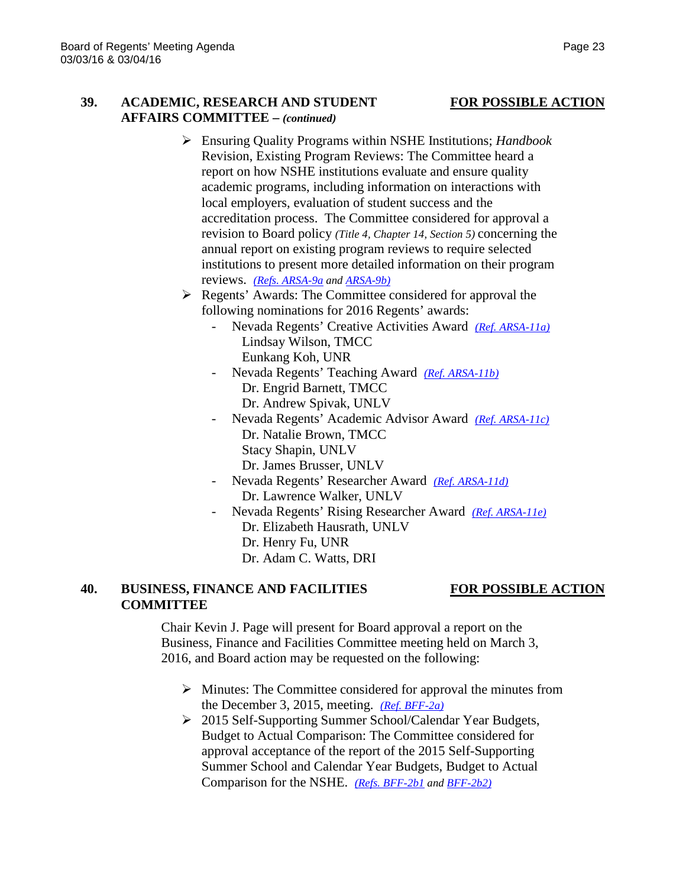**39. ACADEMIC, RESEARCH AND STUDENT AFFAIRS COMMITTEE – *(continued)*** **FOR POSSIBLE ACTION**

- Ensuring Quality Programs within NSHE Institutions; *Handbook* Revision, Existing Program Reviews: The Committee heard a report on how NSHE institutions evaluate and ensure quality academic programs, including information on interactions with local employers, evaluation of student success and the accreditation process. The Committee considered for approval a revision to Board policy *(Title 4, Chapter 14, Section 5)* concerning the annual report on existing program reviews to require selected institutions to present more detailed information on their program reviews. *(Refs. ARSA-9a and ARSA-9b)*
- Regents' Awards: The Committee considered for approval the following nominations for 2016 Regents' awards:
  - Nevada Regents' Creative Activities Award *(Ref. ARSA-11a)*
    Lindsay Wilson, TMCC
    Eunkang Koh, UNR
  - Nevada Regents' Teaching Award *(Ref. ARSA-11b)*
    Dr. Engrid Barnett, TMCC
    Dr. Andrew Spivak, UNLV
  - Nevada Regents' Academic Advisor Award *(Ref. ARSA-11c)*
    Dr. Natalie Brown, TMCC
    Stacy Shapin, UNLV
    Dr. James Brusser, UNLV
  - Nevada Regents' Researcher Award *(Ref. ARSA-11d)*
    Dr. Lawrence Walker, UNLV
  - Nevada Regents' Rising Researcher Award *(Ref. ARSA-11e)*
    Dr. Elizabeth Hausrath, UNLV
    Dr. Henry Fu, UNR
    Dr. Adam C. Watts, DRI

**40. BUSINESS, FINANCE AND FACILITIES COMMITTEE** **FOR POSSIBLE ACTION**

Chair Kevin J. Page will present for Board approval a report on the Business, Finance and Facilities Committee meeting held on March 3, 2016, and Board action may be requested on the following:

- Minutes: The Committee considered for approval the minutes from the December 3, 2015, meeting. *(Ref. BFF-2a)*
- 2015 Self-Supporting Summer School/Calendar Year Budgets, Budget to Actual Comparison: The Committee considered for approval acceptance of the report of the 2015 Self-Supporting Summer School and Calendar Year Budgets, Budget to Actual Comparison for the NSHE. *(Refs. BFF-2b1 and BFF-2b2)*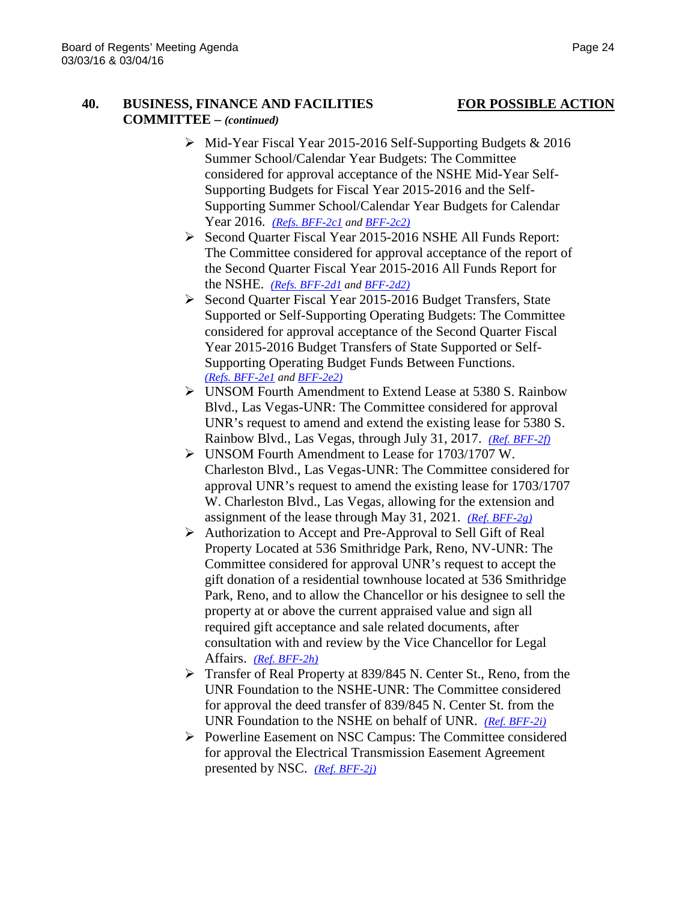**40. BUSINESS, FINANCE AND FACILITIES COMMITTEE –** ***(continued)*** **FOR POSSIBLE ACTION**

- Mid-Year Fiscal Year 2015-2016 Self-Supporting Budgets & 2016 Summer School/Calendar Year Budgets: The Committee considered for approval acceptance of the NSHE Mid-Year Self-Supporting Budgets for Fiscal Year 2015-2016 and the Self-Supporting Summer School/Calendar Year Budgets for Calendar Year 2016. *(Refs. BFF-2c1 and BFF-2c2)*
- Second Quarter Fiscal Year 2015-2016 NSHE All Funds Report: The Committee considered for approval acceptance of the report of the Second Quarter Fiscal Year 2015-2016 All Funds Report for the NSHE. *(Refs. BFF-2d1 and BFF-2d2)*
- Second Quarter Fiscal Year 2015-2016 Budget Transfers, State Supported or Self-Supporting Operating Budgets: The Committee considered for approval acceptance of the Second Quarter Fiscal Year 2015-2016 Budget Transfers of State Supported or Self-Supporting Operating Budget Funds Between Functions. *(Refs. BFF-2e1 and BFF-2e2)*
- UNSOM Fourth Amendment to Extend Lease at 5380 S. Rainbow Blvd., Las Vegas-UNR: The Committee considered for approval UNR's request to amend and extend the existing lease for 5380 S. Rainbow Blvd., Las Vegas, through July 31, 2017. *(Ref. BFF-2f)*
- UNSOM Fourth Amendment to Lease for 1703/1707 W. Charleston Blvd., Las Vegas-UNR: The Committee considered for approval UNR's request to amend the existing lease for 1703/1707 W. Charleston Blvd., Las Vegas, allowing for the extension and assignment of the lease through May 31, 2021. *(Ref. BFF-2g)*
- Authorization to Accept and Pre-Approval to Sell Gift of Real Property Located at 536 Smithridge Park, Reno, NV-UNR: The Committee considered for approval UNR's request to accept the gift donation of a residential townhouse located at 536 Smithridge Park, Reno, and to allow the Chancellor or his designee to sell the property at or above the current appraised value and sign all required gift acceptance and sale related documents, after consultation with and review by the Vice Chancellor for Legal Affairs. *(Ref. BFF-2h)*
- Transfer of Real Property at 839/845 N. Center St., Reno, from the UNR Foundation to the NSHE-UNR: The Committee considered for approval the deed transfer of 839/845 N. Center St. from the UNR Foundation to the NSHE on behalf of UNR. *(Ref. BFF-2i)*
- Powerline Easement on NSC Campus: The Committee considered for approval the Electrical Transmission Easement Agreement presented by NSC. *(Ref. BFF-2j)*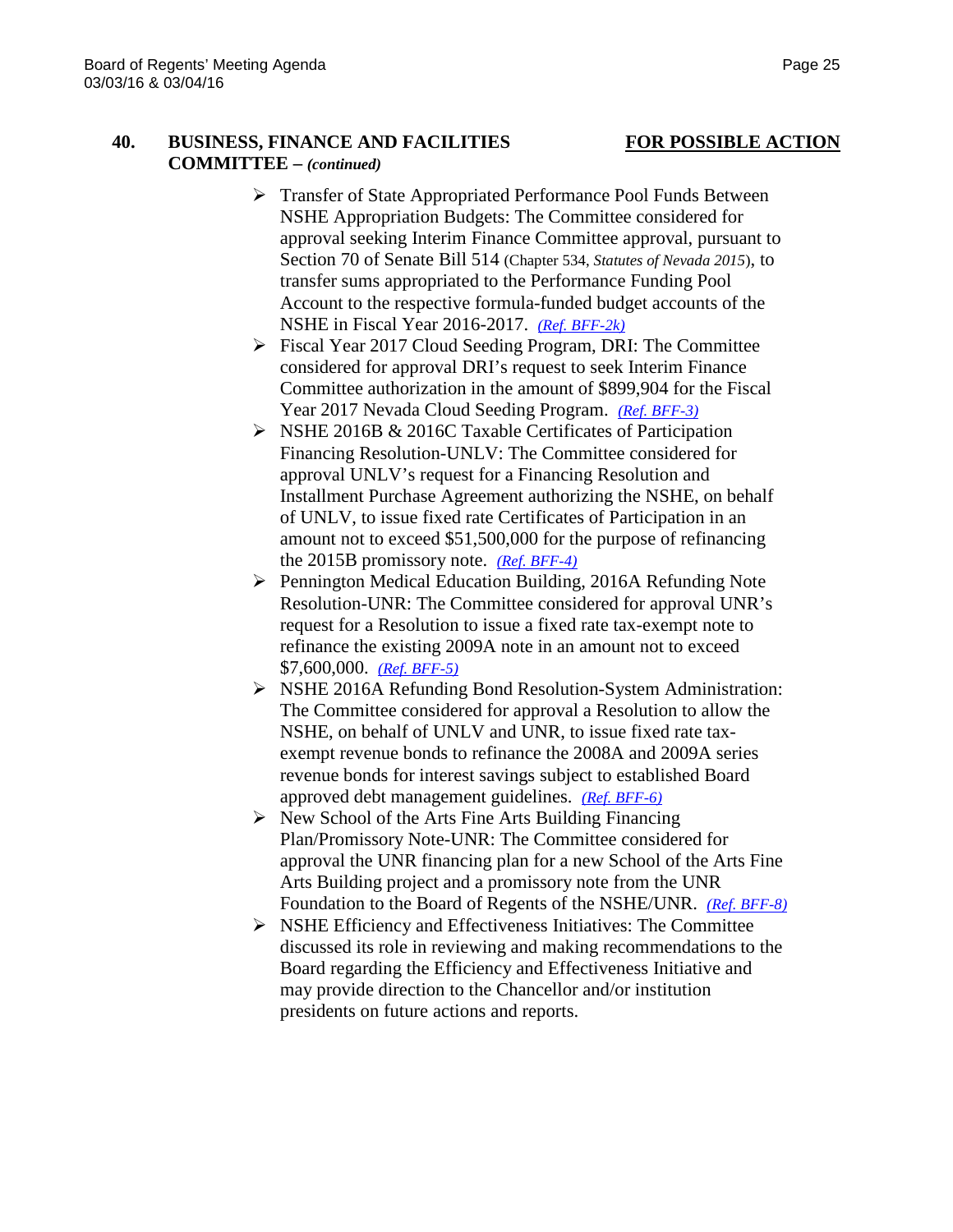**40. BUSINESS, FINANCE AND FACILITIES COMMITTEE –** ***(continued)*** **FOR POSSIBLE ACTION**

- Transfer of State Appropriated Performance Pool Funds Between NSHE Appropriation Budgets: The Committee considered for approval seeking Interim Finance Committee approval, pursuant to Section 70 of Senate Bill 514 (Chapter 534, *Statutes of Nevada 2015*), to transfer sums appropriated to the Performance Funding Pool Account to the respective formula-funded budget accounts of the NSHE in Fiscal Year 2016-2017. *(Ref. BFF-2k)*
- Fiscal Year 2017 Cloud Seeding Program, DRI: The Committee considered for approval DRI's request to seek Interim Finance Committee authorization in the amount of $899,904 for the Fiscal Year 2017 Nevada Cloud Seeding Program. *(Ref. BFF-3)*
- NSHE 2016B & 2016C Taxable Certificates of Participation Financing Resolution-UNLV: The Committee considered for approval UNLV's request for a Financing Resolution and Installment Purchase Agreement authorizing the NSHE, on behalf of UNLV, to issue fixed rate Certificates of Participation in an amount not to exceed $51,500,000 for the purpose of refinancing the 2015B promissory note. *(Ref. BFF-4)*
- Pennington Medical Education Building, 2016A Refunding Note Resolution-UNR: The Committee considered for approval UNR's request for a Resolution to issue a fixed rate tax-exempt note to refinance the existing 2009A note in an amount not to exceed $7,600,000. *(Ref. BFF-5)*
- NSHE 2016A Refunding Bond Resolution-System Administration: The Committee considered for approval a Resolution to allow the NSHE, on behalf of UNLV and UNR, to issue fixed rate tax-exempt revenue bonds to refinance the 2008A and 2009A series revenue bonds for interest savings subject to established Board approved debt management guidelines. *(Ref. BFF-6)*
- New School of the Arts Fine Arts Building Financing Plan/Promissory Note-UNR: The Committee considered for approval the UNR financing plan for a new School of the Arts Fine Arts Building project and a promissory note from the UNR Foundation to the Board of Regents of the NSHE/UNR. *(Ref. BFF-8)*
- NSHE Efficiency and Effectiveness Initiatives: The Committee discussed its role in reviewing and making recommendations to the Board regarding the Efficiency and Effectiveness Initiative and may provide direction to the Chancellor and/or institution presidents on future actions and reports.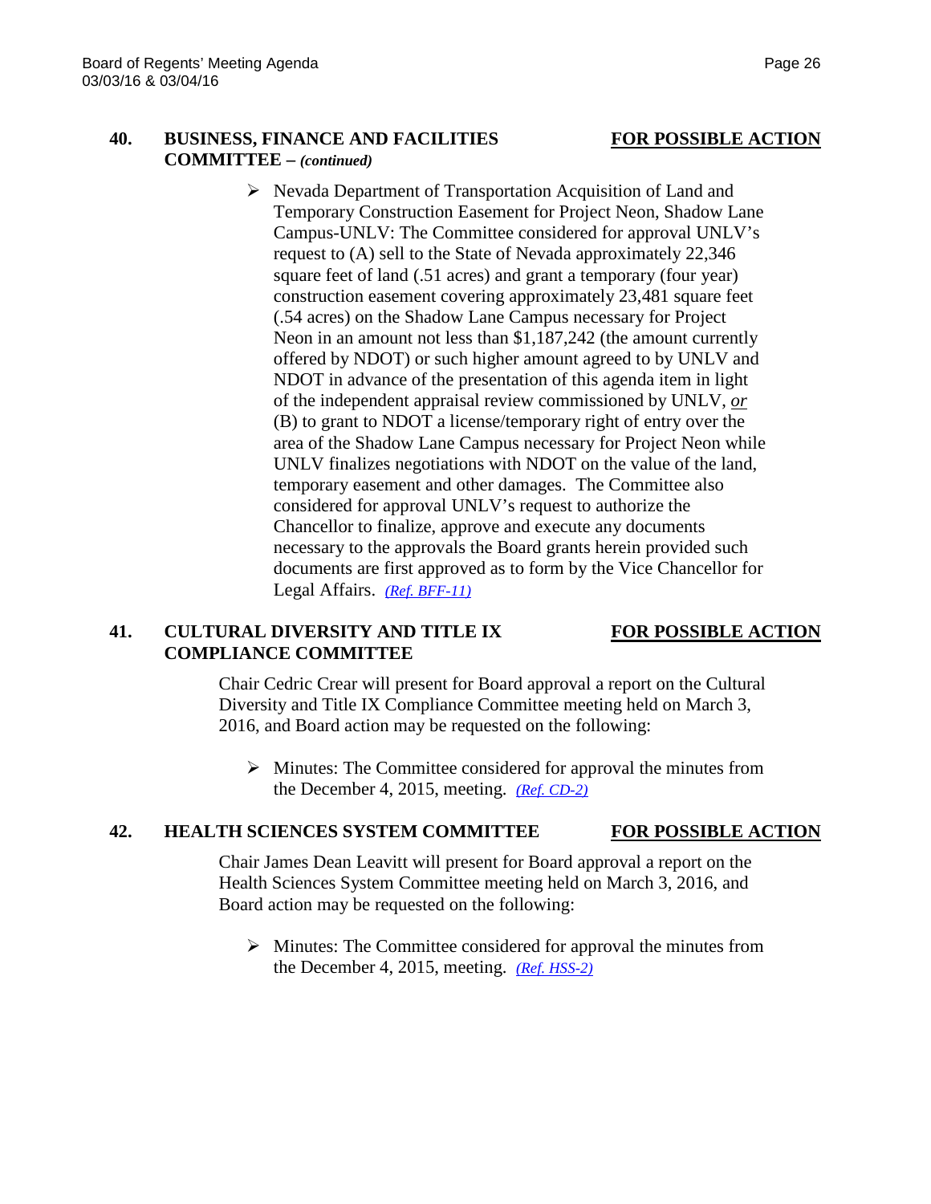## 40. BUSINESS, FINANCE AND FACILITIES COMMITTEE – *(continued)* **FOR POSSIBLE ACTION**

- Nevada Department of Transportation Acquisition of Land and Temporary Construction Easement for Project Neon, Shadow Lane Campus-UNLV: The Committee considered for approval UNLV's request to (A) sell to the State of Nevada approximately 22,346 square feet of land (.51 acres) and grant a temporary (four year) construction easement covering approximately 23,481 square feet (.54 acres) on the Shadow Lane Campus necessary for Project Neon in an amount not less than $1,187,242 (the amount currently offered by NDOT) or such higher amount agreed to by UNLV and NDOT in advance of the presentation of this agenda item in light of the independent appraisal review commissioned by UNLV, ***or*** (B) to grant to NDOT a license/temporary right of entry over the area of the Shadow Lane Campus necessary for Project Neon while UNLV finalizes negotiations with NDOT on the value of the land, temporary easement and other damages. The Committee also considered for approval UNLV's request to authorize the Chancellor to finalize, approve and execute any documents necessary to the approvals the Board grants herein provided such documents are first approved as to form by the Vice Chancellor for Legal Affairs. *(Ref. BFF-11)*

## 41. CULTURAL DIVERSITY AND TITLE IX COMPLIANCE COMMITTEE **FOR POSSIBLE ACTION**

Chair Cedric Crear will present for Board approval a report on the Cultural Diversity and Title IX Compliance Committee meeting held on March 3, 2016, and Board action may be requested on the following:

- Minutes: The Committee considered for approval the minutes from the December 4, 2015, meeting. *(Ref. CD-2)*

## 42. HEALTH SCIENCES SYSTEM COMMITTEE **FOR POSSIBLE ACTION**

Chair James Dean Leavitt will present for Board approval a report on the Health Sciences System Committee meeting held on March 3, 2016, and Board action may be requested on the following:

- Minutes: The Committee considered for approval the minutes from the December 4, 2015, meeting. *(Ref. HSS-2)*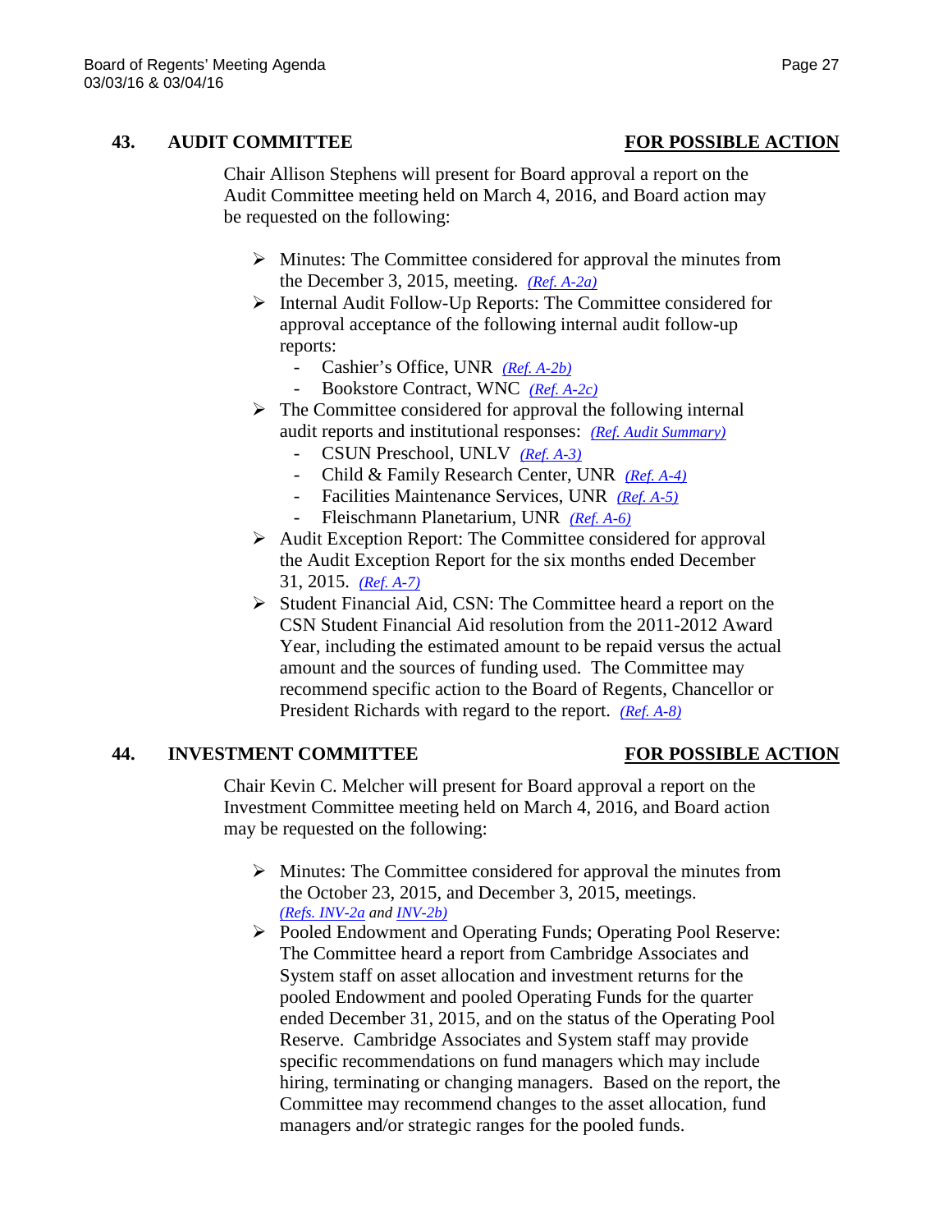## 43. AUDIT COMMITTEE **FOR POSSIBLE ACTION**

Chair Allison Stephens will present for Board approval a report on the Audit Committee meeting held on March 4, 2016, and Board action may be requested on the following:

- Minutes: The Committee considered for approval the minutes from the December 3, 2015, meeting. *(Ref. A-2a)*
- Internal Audit Follow-Up Reports: The Committee considered for approval acceptance of the following internal audit follow-up reports:
  - Cashier's Office, UNR *(Ref. A-2b)*
  - Bookstore Contract, WNC *(Ref. A-2c)*
- The Committee considered for approval the following internal audit reports and institutional responses: *(Ref. Audit Summary)*
  - CSUN Preschool, UNLV *(Ref. A-3)*
  - Child & Family Research Center, UNR *(Ref. A-4)*
  - Facilities Maintenance Services, UNR *(Ref. A-5)*
  - Fleischmann Planetarium, UNR *(Ref. A-6)*
- Audit Exception Report: The Committee considered for approval the Audit Exception Report for the six months ended December 31, 2015. *(Ref. A-7)*
- Student Financial Aid, CSN: The Committee heard a report on the CSN Student Financial Aid resolution from the 2011-2012 Award Year, including the estimated amount to be repaid versus the actual amount and the sources of funding used. The Committee may recommend specific action to the Board of Regents, Chancellor or President Richards with regard to the report. *(Ref. A-8)*

## 44. INVESTMENT COMMITTEE **FOR POSSIBLE ACTION**

Chair Kevin C. Melcher will present for Board approval a report on the Investment Committee meeting held on March 4, 2016, and Board action may be requested on the following:

- Minutes: The Committee considered for approval the minutes from the October 23, 2015, and December 3, 2015, meetings. *(Refs. INV-2a and INV-2b)*
- Pooled Endowment and Operating Funds; Operating Pool Reserve: The Committee heard a report from Cambridge Associates and System staff on asset allocation and investment returns for the pooled Endowment and pooled Operating Funds for the quarter ended December 31, 2015, and on the status of the Operating Pool Reserve. Cambridge Associates and System staff may provide specific recommendations on fund managers which may include hiring, terminating or changing managers. Based on the report, the Committee may recommend changes to the asset allocation, fund managers and/or strategic ranges for the pooled funds.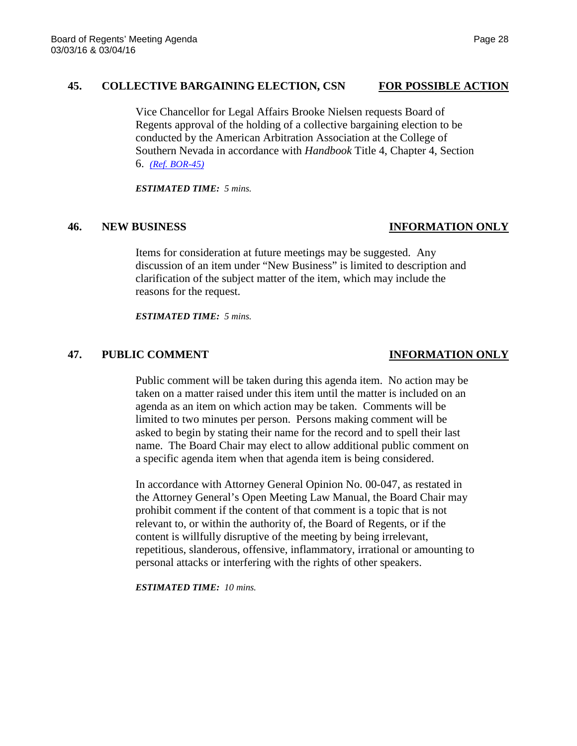### 45. COLLECTIVE BARGAINING ELECTION, CSN — FOR POSSIBLE ACTION

Vice Chancellor for Legal Affairs Brooke Nielsen requests Board of Regents approval of the holding of a collective bargaining election to be conducted by the American Arbitration Association at the College of Southern Nevada in accordance with *Handbook* Title 4, Chapter 4, Section 6. *(Ref. BOR-45)*

***ESTIMATED TIME:*** *5 mins.*

### 46. NEW BUSINESS — INFORMATION ONLY

Items for consideration at future meetings may be suggested. Any discussion of an item under "New Business" is limited to description and clarification of the subject matter of the item, which may include the reasons for the request.

***ESTIMATED TIME:*** *5 mins.*

### 47. PUBLIC COMMENT — INFORMATION ONLY

Public comment will be taken during this agenda item. No action may be taken on a matter raised under this item until the matter is included on an agenda as an item on which action may be taken. Comments will be limited to two minutes per person. Persons making comment will be asked to begin by stating their name for the record and to spell their last name. The Board Chair may elect to allow additional public comment on a specific agenda item when that agenda item is being considered.

In accordance with Attorney General Opinion No. 00-047, as restated in the Attorney General's Open Meeting Law Manual, the Board Chair may prohibit comment if the content of that comment is a topic that is not relevant to, or within the authority of, the Board of Regents, or if the content is willfully disruptive of the meeting by being irrelevant, repetitious, slanderous, offensive, inflammatory, irrational or amounting to personal attacks or interfering with the rights of other speakers.

***ESTIMATED TIME:*** *10 mins.*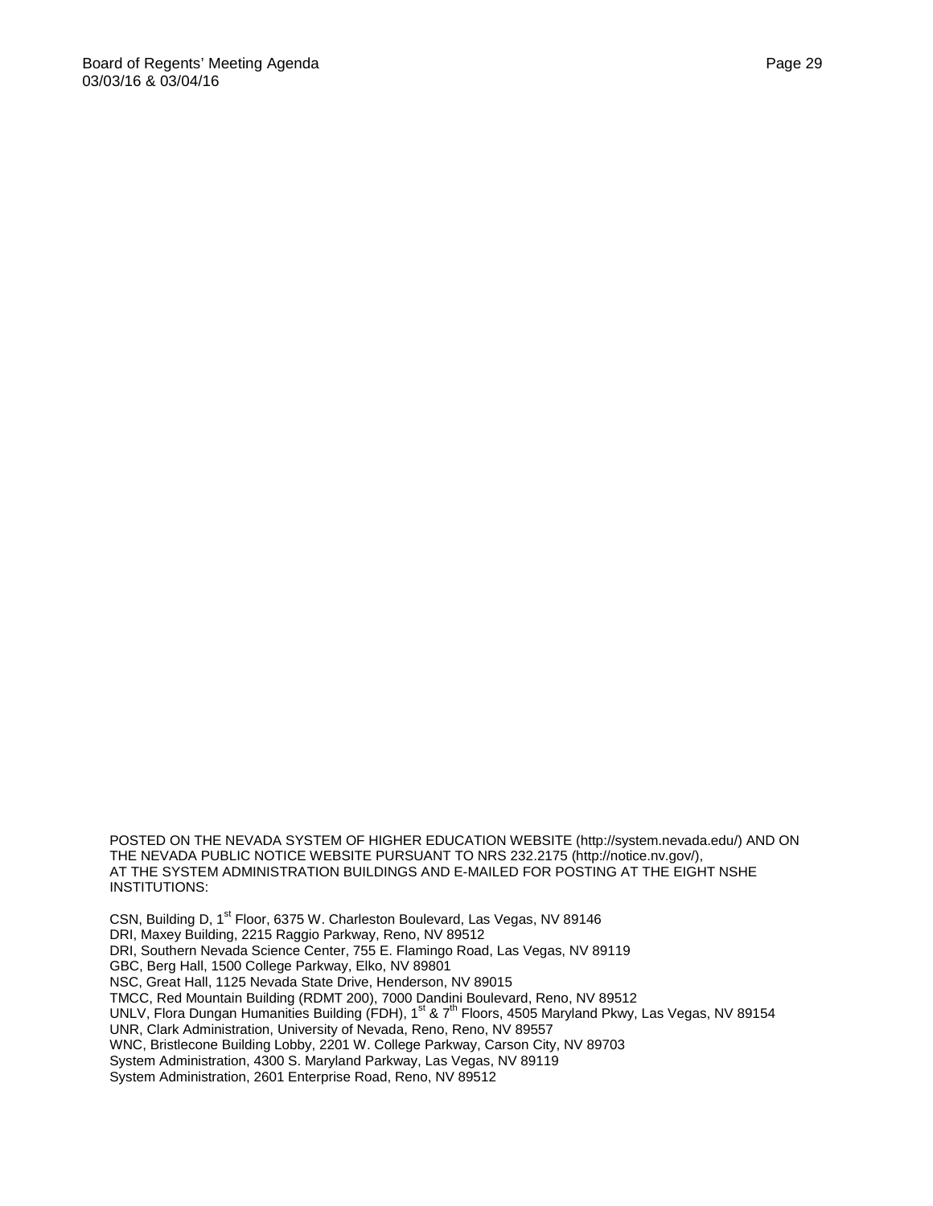POSTED ON THE NEVADA SYSTEM OF HIGHER EDUCATION WEBSITE (http://system.nevada.edu/) AND ON THE NEVADA PUBLIC NOTICE WEBSITE PURSUANT TO NRS 232.2175 (http://notice.nv.gov/), AT THE SYSTEM ADMINISTRATION BUILDINGS AND E-MAILED FOR POSTING AT THE EIGHT NSHE INSTITUTIONS:

CSN, Building D, 1st Floor, 6375 W. Charleston Boulevard, Las Vegas, NV 89146
DRI, Maxey Building, 2215 Raggio Parkway, Reno, NV 89512
DRI, Southern Nevada Science Center, 755 E. Flamingo Road, Las Vegas, NV 89119
GBC, Berg Hall, 1500 College Parkway, Elko, NV 89801
NSC, Great Hall, 1125 Nevada State Drive, Henderson, NV 89015
TMCC, Red Mountain Building (RDMT 200), 7000 Dandini Boulevard, Reno, NV 89512
UNLV, Flora Dungan Humanities Building (FDH), 1st & 7th Floors, 4505 Maryland Pkwy, Las Vegas, NV 89154
UNR, Clark Administration, University of Nevada, Reno, Reno, NV 89557
WNC, Bristlecone Building Lobby, 2201 W. College Parkway, Carson City, NV 89703
System Administration, 4300 S. Maryland Parkway, Las Vegas, NV 89119
System Administration, 2601 Enterprise Road, Reno, NV 89512